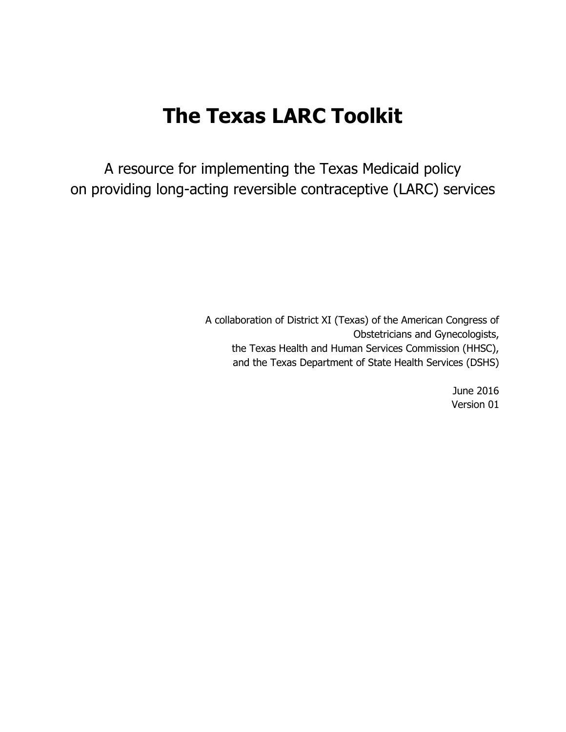# The Texas LARC Toolkit

A resource for implementing the Texas Medicaid policy
on providing long-acting reversible contraceptive (LARC) services

A collaboration of District XI (Texas) of the American Congress of Obstetricians and Gynecologists,
the Texas Health and Human Services Commission (HHSC),
and the Texas Department of State Health Services (DSHS)

June 2016
Version 01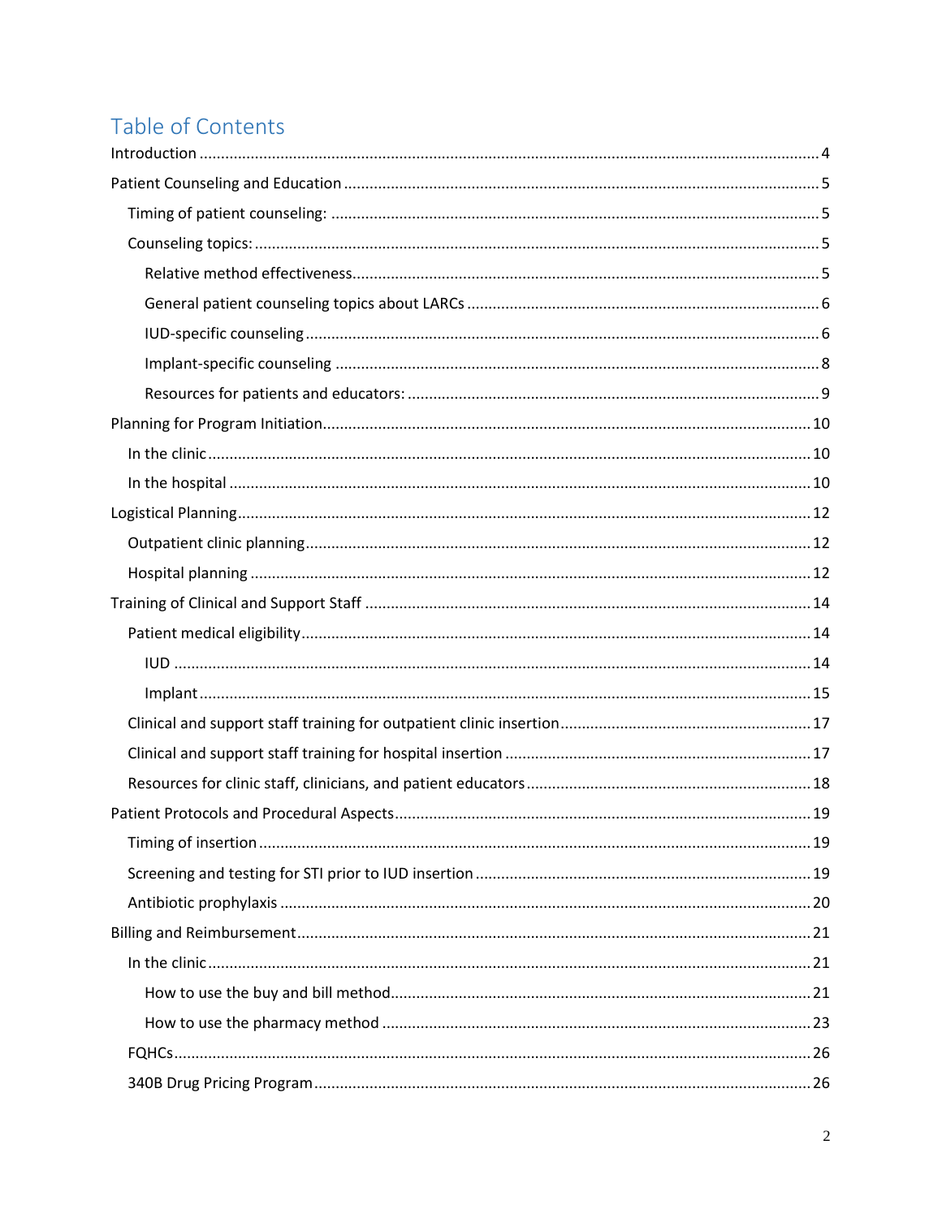# Table of Contents

Introduction ....................................................................................................................................... 4

Patient Counseling and Education ..................................................................................................... 5

- Timing of patient counseling: ........................................................................................................ 5
- Counseling topics: ......................................................................................................................... 5
  - Relative method effectiveness ................................................................................................... 5
  - General patient counseling topics about LARCs ........................................................................ 6
  - IUD-specific counseling .............................................................................................................. 6
  - Implant-specific counseling ........................................................................................................ 8
  - Resources for patients and educators: ....................................................................................... 9

Planning for Program Initiation ......................................................................................................... 10

- In the clinic ................................................................................................................................... 10
- In the hospital ............................................................................................................................... 10

Logistical Planning ............................................................................................................................. 12

- Outpatient clinic planning ............................................................................................................. 12
- Hospital planning .......................................................................................................................... 12

Training of Clinical and Support Staff ............................................................................................... 14

- Patient medical eligibility .............................................................................................................. 14
  - IUD ............................................................................................................................................ 14
  - Implant ...................................................................................................................................... 15
- Clinical and support staff training for outpatient clinic insertion .................................................. 17
- Clinical and support staff training for hospital insertion ............................................................... 17
- Resources for clinic staff, clinicians, and patient educators .......................................................... 18

Patient Protocols and Procedural Aspects ......................................................................................... 19

- Timing of insertion ........................................................................................................................ 19
- Screening and testing for STI prior to IUD insertion ..................................................................... 19
- Antibiotic prophylaxis .................................................................................................................... 20

Billing and Reimbursement ................................................................................................................ 21

- In the clinic ................................................................................................................................... 21
  - How to use the buy and bill method ......................................................................................... 21
  - How to use the pharmacy method ............................................................................................ 23
- FQHCs ........................................................................................................................................... 26
- 340B Drug Pricing Program ........................................................................................................... 26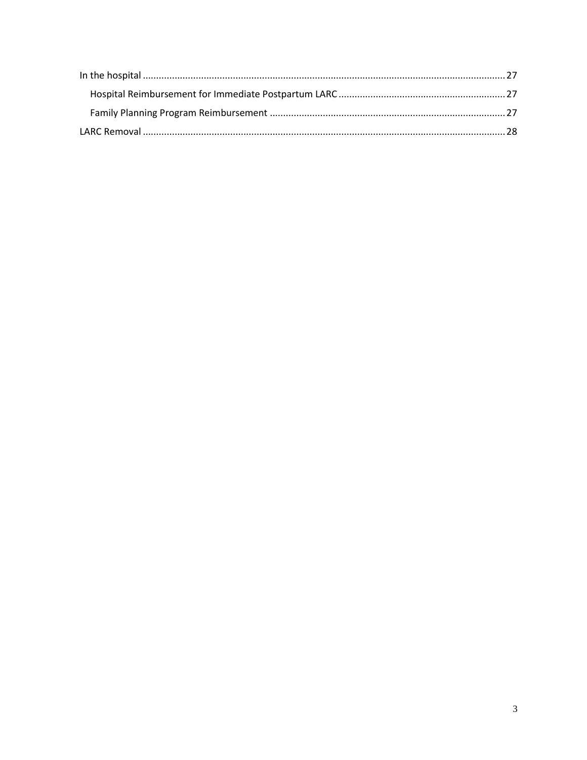In the hospital ........................................................................................................................................ 27

  Hospital Reimbursement for Immediate Postpartum LARC ............................................................... 27

  Family Planning Program Reimbursement ......................................................................................... 27

LARC Removal ......................................................................................................................................... 28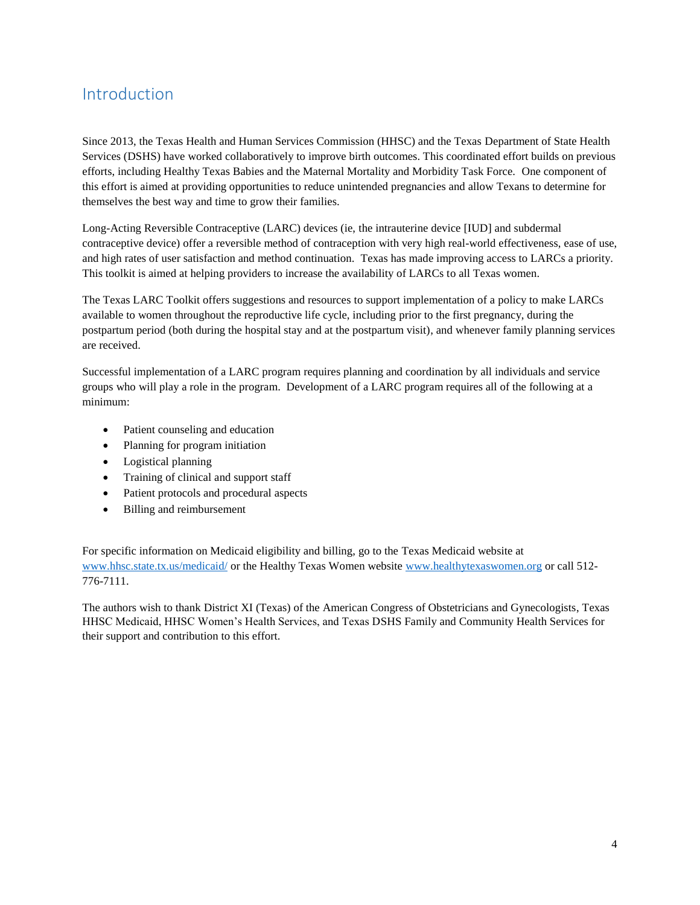## Introduction

Since 2013, the Texas Health and Human Services Commission (HHSC) and the Texas Department of State Health Services (DSHS) have worked collaboratively to improve birth outcomes. This coordinated effort builds on previous efforts, including Healthy Texas Babies and the Maternal Mortality and Morbidity Task Force. One component of this effort is aimed at providing opportunities to reduce unintended pregnancies and allow Texans to determine for themselves the best way and time to grow their families.

Long-Acting Reversible Contraceptive (LARC) devices (ie, the intrauterine device [IUD] and subdermal contraceptive device) offer a reversible method of contraception with very high real-world effectiveness, ease of use, and high rates of user satisfaction and method continuation. Texas has made improving access to LARCs a priority. This toolkit is aimed at helping providers to increase the availability of LARCs to all Texas women.

The Texas LARC Toolkit offers suggestions and resources to support implementation of a policy to make LARCs available to women throughout the reproductive life cycle, including prior to the first pregnancy, during the postpartum period (both during the hospital stay and at the postpartum visit), and whenever family planning services are received.

Successful implementation of a LARC program requires planning and coordination by all individuals and service groups who will play a role in the program. Development of a LARC program requires all of the following at a minimum:

- Patient counseling and education
- Planning for program initiation
- Logistical planning
- Training of clinical and support staff
- Patient protocols and procedural aspects
- Billing and reimbursement

For specific information on Medicaid eligibility and billing, go to the Texas Medicaid website at www.hhsc.state.tx.us/medicaid/ or the Healthy Texas Women website www.healthytexaswomen.org or call 512-776-7111.

The authors wish to thank District XI (Texas) of the American Congress of Obstetricians and Gynecologists, Texas HHSC Medicaid, HHSC Women's Health Services, and Texas DSHS Family and Community Health Services for their support and contribution to this effort.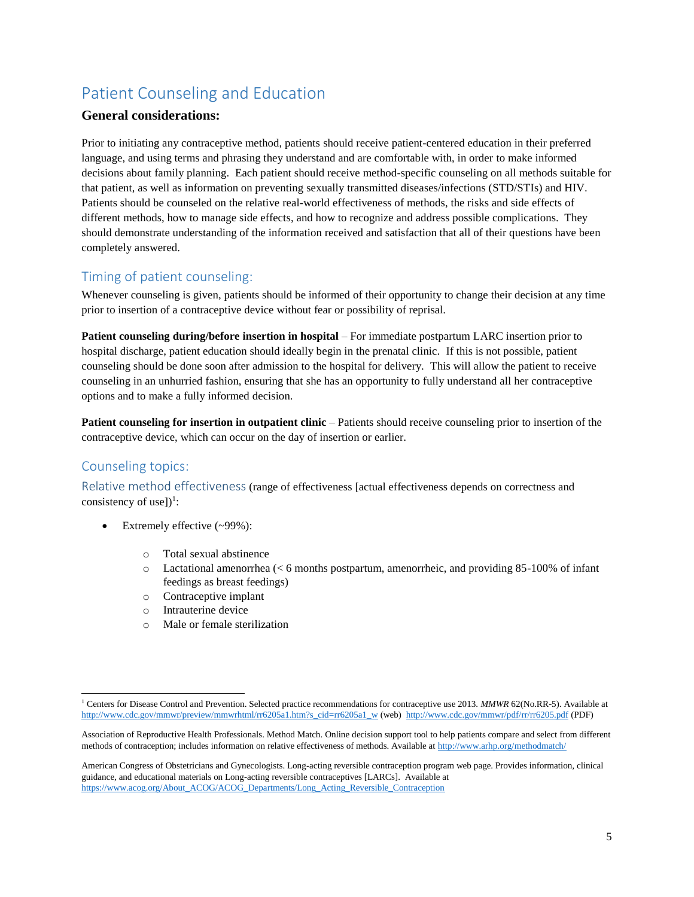# Patient Counseling and Education

### General considerations:

Prior to initiating any contraceptive method, patients should receive patient-centered education in their preferred language, and using terms and phrasing they understand and are comfortable with, in order to make informed decisions about family planning. Each patient should receive method-specific counseling on all methods suitable for that patient, as well as information on preventing sexually transmitted diseases/infections (STD/STIs) and HIV. Patients should be counseled on the relative real-world effectiveness of methods, the risks and side effects of different methods, how to manage side effects, and how to recognize and address possible complications. They should demonstrate understanding of the information received and satisfaction that all of their questions have been completely answered.

## Timing of patient counseling:

Whenever counseling is given, patients should be informed of their opportunity to change their decision at any time prior to insertion of a contraceptive device without fear or possibility of reprisal.

**Patient counseling during/before insertion in hospital** – For immediate postpartum LARC insertion prior to hospital discharge, patient education should ideally begin in the prenatal clinic. If this is not possible, patient counseling should be done soon after admission to the hospital for delivery. This will allow the patient to receive counseling in an unhurried fashion, ensuring that she has an opportunity to fully understand all her contraceptive options and to make a fully informed decision.

**Patient counseling for insertion in outpatient clinic** – Patients should receive counseling prior to insertion of the contraceptive device, which can occur on the day of insertion or earlier.

## Counseling topics:

### Relative method effectiveness (range of effectiveness [actual effectiveness depends on correctness and consistency of use])[1]:

- Extremely effective (~99%):
  - Total sexual abstinence
  - Lactational amenorrhea (< 6 months postpartum, amenorrheic, and providing 85-100% of infant feedings as breast feedings)
  - Contraceptive implant
  - Intrauterine device
  - Male or female sterilization

---

[1] Centers for Disease Control and Prevention. Selected practice recommendations for contraceptive use 2013. *MMWR* 62(No.RR-5). Available at http://www.cdc.gov/mmwr/preview/mmwrhtml/rr6205a1.htm?s_cid=rr6205a1_w (web) http://www.cdc.gov/mmwr/pdf/rr/rr6205.pdf (PDF)

Association of Reproductive Health Professionals. Method Match. Online decision support tool to help patients compare and select from different methods of contraception; includes information on relative effectiveness of methods. Available at http://www.arhp.org/methodmatch/

American Congress of Obstetricians and Gynecologists. Long-acting reversible contraception program web page. Provides information, clinical guidance, and educational materials on Long-acting reversible contraceptives [LARCs]. Available at https://www.acog.org/About_ACOG/ACOG_Departments/Long_Acting_Reversible_Contraception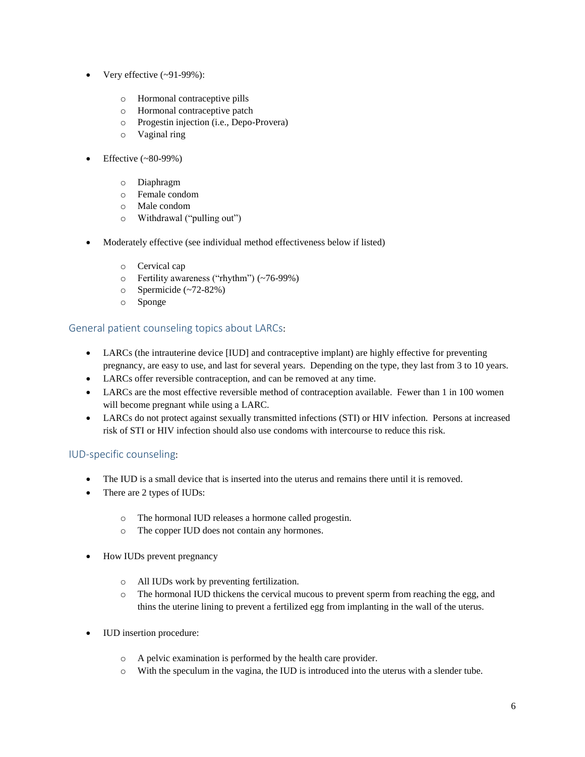- Very effective (~91-99%):
    - Hormonal contraceptive pills
    - Hormonal contraceptive patch
    - Progestin injection (i.e., Depo-Provera)
    - Vaginal ring

- Effective (~80-99%)
    - Diaphragm
    - Female condom
    - Male condom
    - Withdrawal ("pulling out")

- Moderately effective (see individual method effectiveness below if listed)
    - Cervical cap
    - Fertility awareness ("rhythm") (~76-99%)
    - Spermicide (~72-82%)
    - Sponge

### General patient counseling topics about LARCs:

- LARCs (the intrauterine device [IUD] and contraceptive implant) are highly effective for preventing pregnancy, are easy to use, and last for several years. Depending on the type, they last from 3 to 10 years.
- LARCs offer reversible contraception, and can be removed at any time.
- LARCs are the most effective reversible method of contraception available. Fewer than 1 in 100 women will become pregnant while using a LARC.
- LARCs do not protect against sexually transmitted infections (STI) or HIV infection. Persons at increased risk of STI or HIV infection should also use condoms with intercourse to reduce this risk.

### IUD-specific counseling:

- The IUD is a small device that is inserted into the uterus and remains there until it is removed.
- There are 2 types of IUDs:
    - The hormonal IUD releases a hormone called progestin.
    - The copper IUD does not contain any hormones.

- How IUDs prevent pregnancy
    - All IUDs work by preventing fertilization.
    - The hormonal IUD thickens the cervical mucous to prevent sperm from reaching the egg, and thins the uterine lining to prevent a fertilized egg from implanting in the wall of the uterus.

- IUD insertion procedure:
    - A pelvic examination is performed by the health care provider.
    - With the speculum in the vagina, the IUD is introduced into the uterus with a slender tube.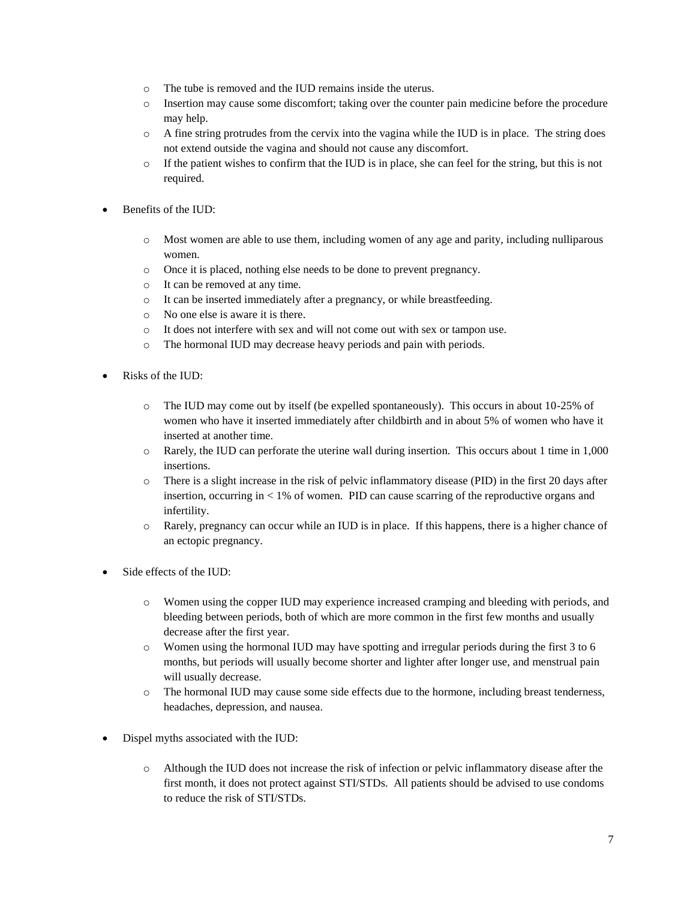- The tube is removed and the IUD remains inside the uterus.
  - Insertion may cause some discomfort; taking over the counter pain medicine before the procedure may help.
  - A fine string protrudes from the cervix into the vagina while the IUD is in place. The string does not extend outside the vagina and should not cause any discomfort.
  - If the patient wishes to confirm that the IUD is in place, she can feel for the string, but this is not required.

- Benefits of the IUD:
  - Most women are able to use them, including women of any age and parity, including nulliparous women.
  - Once it is placed, nothing else needs to be done to prevent pregnancy.
  - It can be removed at any time.
  - It can be inserted immediately after a pregnancy, or while breastfeeding.
  - No one else is aware it is there.
  - It does not interfere with sex and will not come out with sex or tampon use.
  - The hormonal IUD may decrease heavy periods and pain with periods.

- Risks of the IUD:
  - The IUD may come out by itself (be expelled spontaneously). This occurs in about 10-25% of women who have it inserted immediately after childbirth and in about 5% of women who have it inserted at another time.
  - Rarely, the IUD can perforate the uterine wall during insertion. This occurs about 1 time in 1,000 insertions.
  - There is a slight increase in the risk of pelvic inflammatory disease (PID) in the first 20 days after insertion, occurring in < 1% of women. PID can cause scarring of the reproductive organs and infertility.
  - Rarely, pregnancy can occur while an IUD is in place. If this happens, there is a higher chance of an ectopic pregnancy.

- Side effects of the IUD:
  - Women using the copper IUD may experience increased cramping and bleeding with periods, and bleeding between periods, both of which are more common in the first few months and usually decrease after the first year.
  - Women using the hormonal IUD may have spotting and irregular periods during the first 3 to 6 months, but periods will usually become shorter and lighter after longer use, and menstrual pain will usually decrease.
  - The hormonal IUD may cause some side effects due to the hormone, including breast tenderness, headaches, depression, and nausea.

- Dispel myths associated with the IUD:
  - Although the IUD does not increase the risk of infection or pelvic inflammatory disease after the first month, it does not protect against STI/STDs. All patients should be advised to use condoms to reduce the risk of STI/STDs.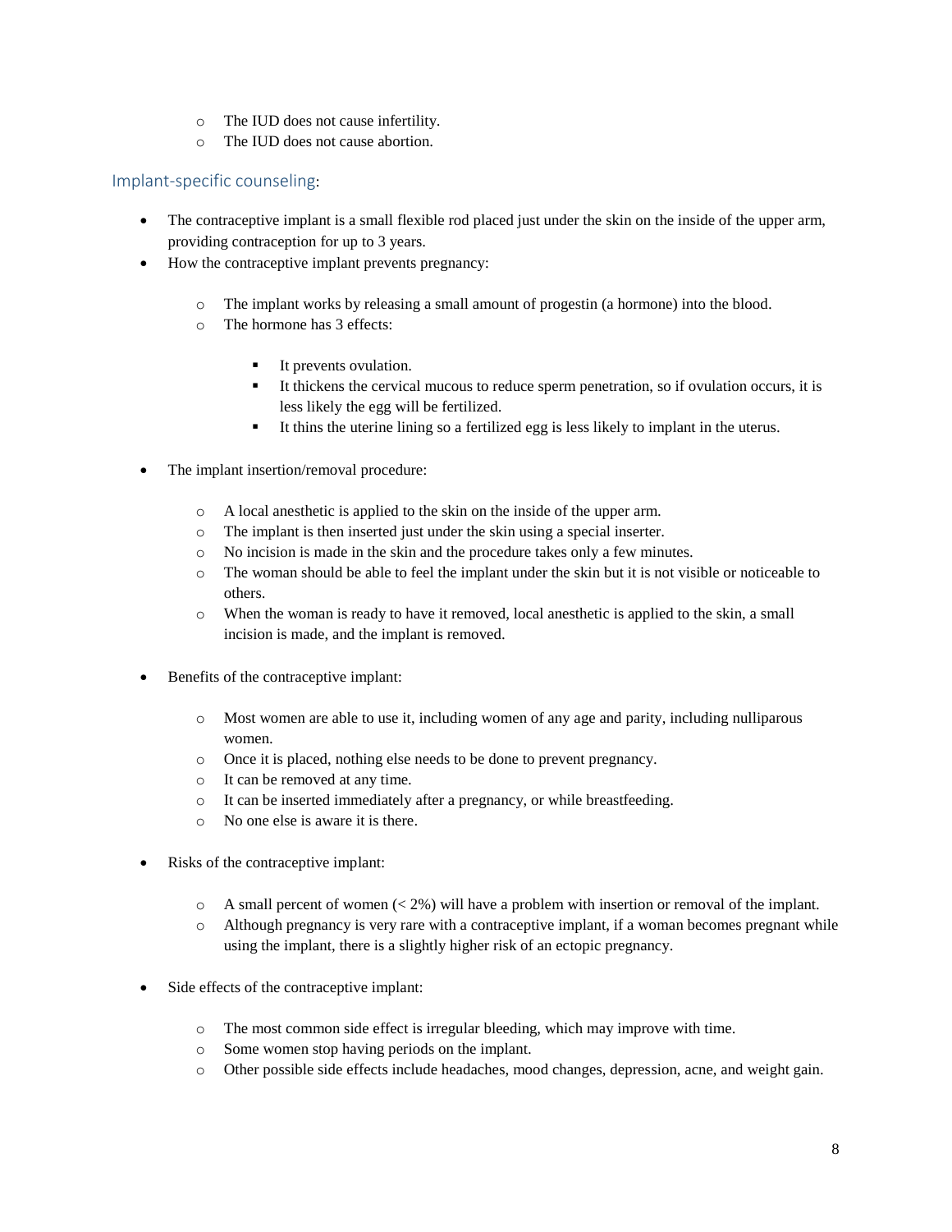- The IUD does not cause infertility.
- The IUD does not cause abortion.

### Implant-specific counseling:

- The contraceptive implant is a small flexible rod placed just under the skin on the inside of the upper arm, providing contraception for up to 3 years.
- How the contraceptive implant prevents pregnancy:
  - The implant works by releasing a small amount of progestin (a hormone) into the blood.
  - The hormone has 3 effects:
    - It prevents ovulation.
    - It thickens the cervical mucous to reduce sperm penetration, so if ovulation occurs, it is less likely the egg will be fertilized.
    - It thins the uterine lining so a fertilized egg is less likely to implant in the uterus.
- The implant insertion/removal procedure:
  - A local anesthetic is applied to the skin on the inside of the upper arm.
  - The implant is then inserted just under the skin using a special inserter.
  - No incision is made in the skin and the procedure takes only a few minutes.
  - The woman should be able to feel the implant under the skin but it is not visible or noticeable to others.
  - When the woman is ready to have it removed, local anesthetic is applied to the skin, a small incision is made, and the implant is removed.
- Benefits of the contraceptive implant:
  - Most women are able to use it, including women of any age and parity, including nulliparous women.
  - Once it is placed, nothing else needs to be done to prevent pregnancy.
  - It can be removed at any time.
  - It can be inserted immediately after a pregnancy, or while breastfeeding.
  - No one else is aware it is there.
- Risks of the contraceptive implant:
  - A small percent of women (< 2%) will have a problem with insertion or removal of the implant.
  - Although pregnancy is very rare with a contraceptive implant, if a woman becomes pregnant while using the implant, there is a slightly higher risk of an ectopic pregnancy.
- Side effects of the contraceptive implant:
  - The most common side effect is irregular bleeding, which may improve with time.
  - Some women stop having periods on the implant.
  - Other possible side effects include headaches, mood changes, depression, acne, and weight gain.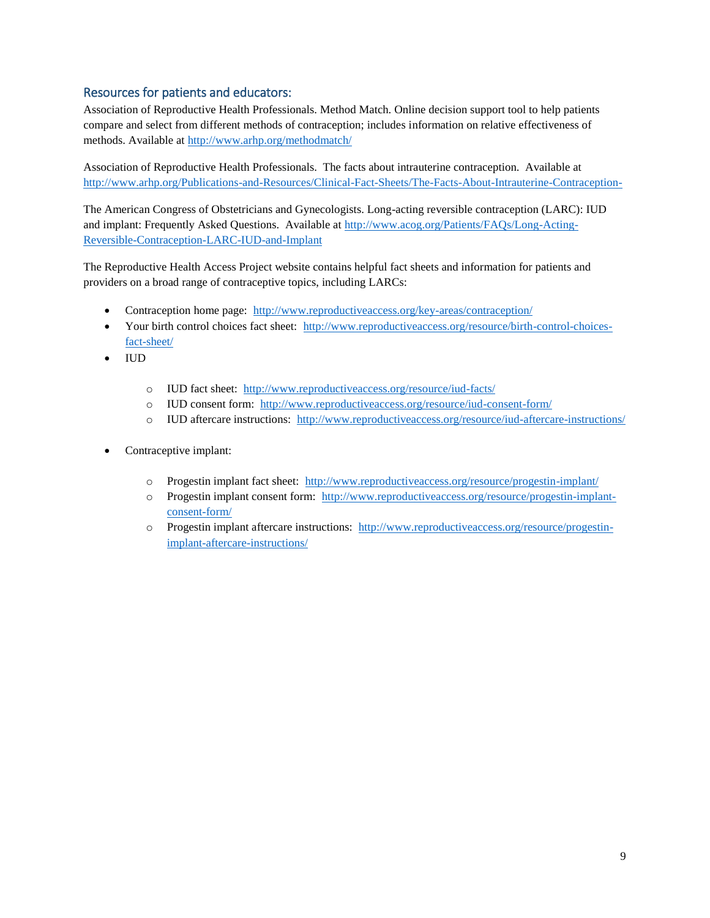## Resources for patients and educators:

Association of Reproductive Health Professionals. Method Match. Online decision support tool to help patients compare and select from different methods of contraception; includes information on relative effectiveness of methods. Available at http://www.arhp.org/methodmatch/

Association of Reproductive Health Professionals. The facts about intrauterine contraception. Available at http://www.arhp.org/Publications-and-Resources/Clinical-Fact-Sheets/The-Facts-About-Intrauterine-Contraception-

The American Congress of Obstetricians and Gynecologists. Long-acting reversible contraception (LARC): IUD and implant: Frequently Asked Questions. Available at http://www.acog.org/Patients/FAQs/Long-Acting-Reversible-Contraception-LARC-IUD-and-Implant

The Reproductive Health Access Project website contains helpful fact sheets and information for patients and providers on a broad range of contraceptive topics, including LARCs:

- Contraception home page: http://www.reproductiveaccess.org/key-areas/contraception/
- Your birth control choices fact sheet: http://www.reproductiveaccess.org/resource/birth-control-choices-fact-sheet/
- IUD
  - IUD fact sheet: http://www.reproductiveaccess.org/resource/iud-facts/
  - IUD consent form: http://www.reproductiveaccess.org/resource/iud-consent-form/
  - IUD aftercare instructions: http://www.reproductiveaccess.org/resource/iud-aftercare-instructions/
- Contraceptive implant:
  - Progestin implant fact sheet: http://www.reproductiveaccess.org/resource/progestin-implant/
  - Progestin implant consent form: http://www.reproductiveaccess.org/resource/progestin-implant-consent-form/
  - Progestin implant aftercare instructions: http://www.reproductiveaccess.org/resource/progestin-implant-aftercare-instructions/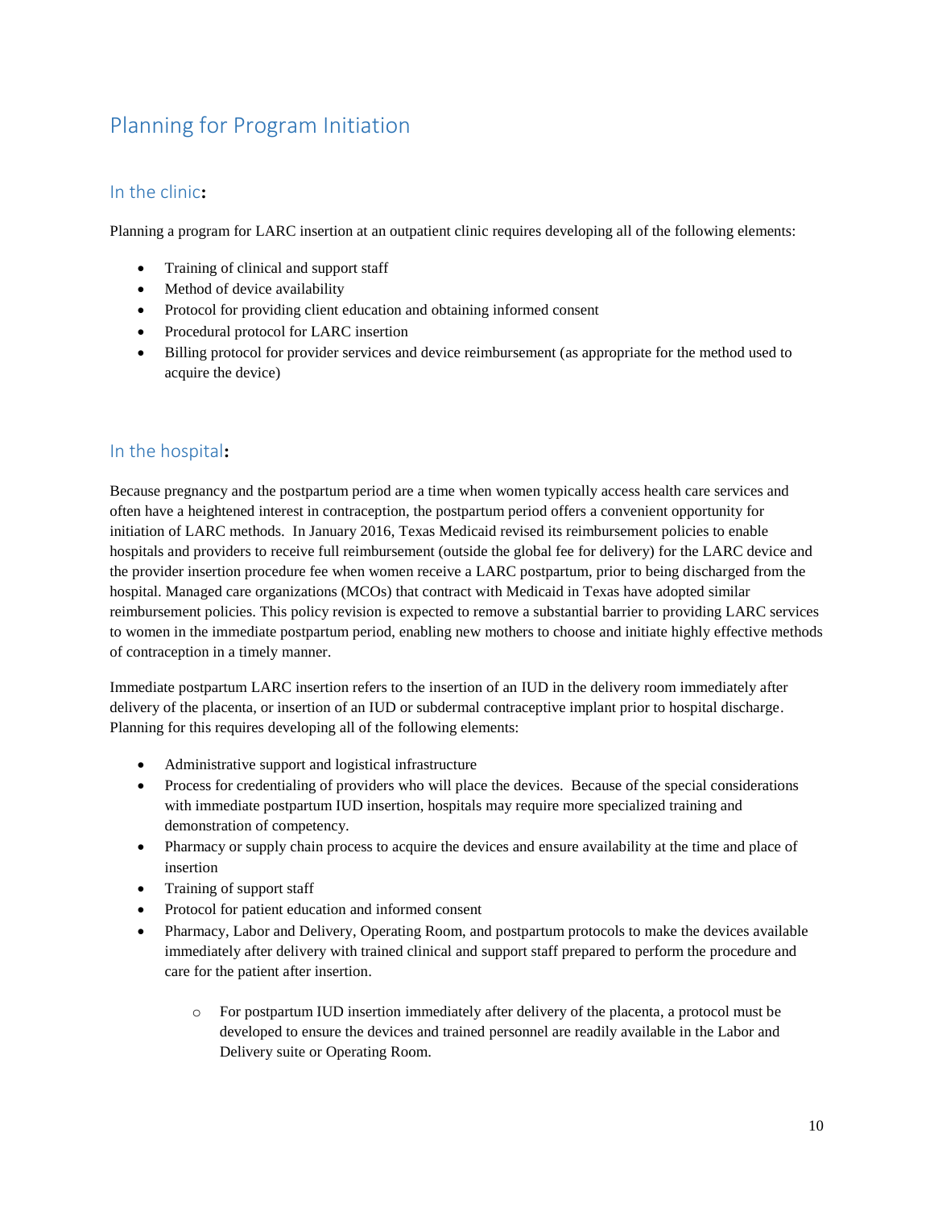# Planning for Program Initiation

## In the clinic:

Planning a program for LARC insertion at an outpatient clinic requires developing all of the following elements:

- Training of clinical and support staff
- Method of device availability
- Protocol for providing client education and obtaining informed consent
- Procedural protocol for LARC insertion
- Billing protocol for provider services and device reimbursement (as appropriate for the method used to acquire the device)

## In the hospital:

Because pregnancy and the postpartum period are a time when women typically access health care services and often have a heightened interest in contraception, the postpartum period offers a convenient opportunity for initiation of LARC methods. In January 2016, Texas Medicaid revised its reimbursement policies to enable hospitals and providers to receive full reimbursement (outside the global fee for delivery) for the LARC device and the provider insertion procedure fee when women receive a LARC postpartum, prior to being discharged from the hospital. Managed care organizations (MCOs) that contract with Medicaid in Texas have adopted similar reimbursement policies. This policy revision is expected to remove a substantial barrier to providing LARC services to women in the immediate postpartum period, enabling new mothers to choose and initiate highly effective methods of contraception in a timely manner.

Immediate postpartum LARC insertion refers to the insertion of an IUD in the delivery room immediately after delivery of the placenta, or insertion of an IUD or subdermal contraceptive implant prior to hospital discharge. Planning for this requires developing all of the following elements:

- Administrative support and logistical infrastructure
- Process for credentialing of providers who will place the devices. Because of the special considerations with immediate postpartum IUD insertion, hospitals may require more specialized training and demonstration of competency.
- Pharmacy or supply chain process to acquire the devices and ensure availability at the time and place of insertion
- Training of support staff
- Protocol for patient education and informed consent
- Pharmacy, Labor and Delivery, Operating Room, and postpartum protocols to make the devices available immediately after delivery with trained clinical and support staff prepared to perform the procedure and care for the patient after insertion.
  - For postpartum IUD insertion immediately after delivery of the placenta, a protocol must be developed to ensure the devices and trained personnel are readily available in the Labor and Delivery suite or Operating Room.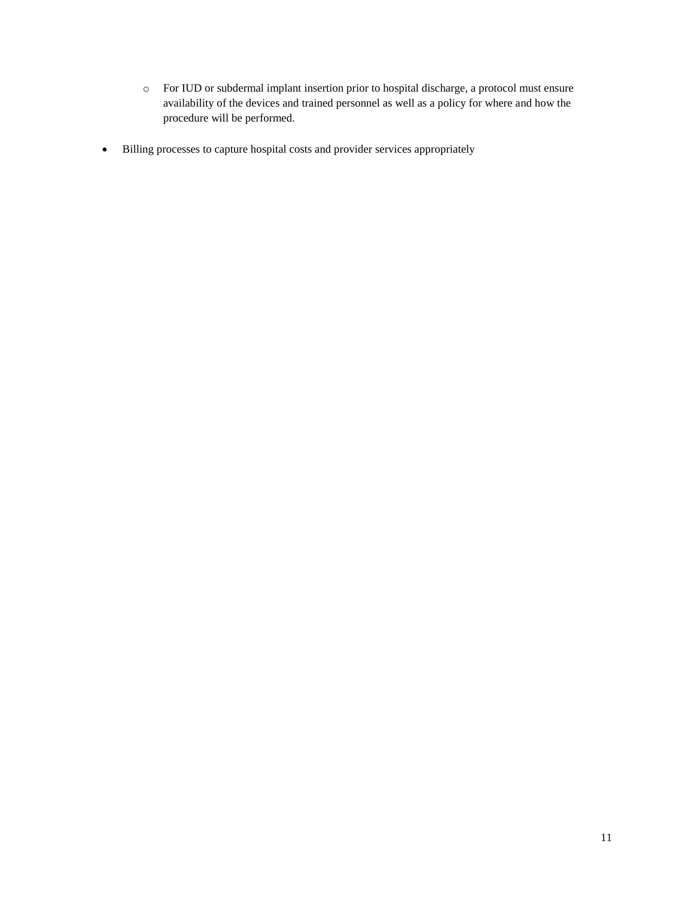- For IUD or subdermal implant insertion prior to hospital discharge, a protocol must ensure availability of the devices and trained personnel as well as a policy for where and how the procedure will be performed.

- Billing processes to capture hospital costs and provider services appropriately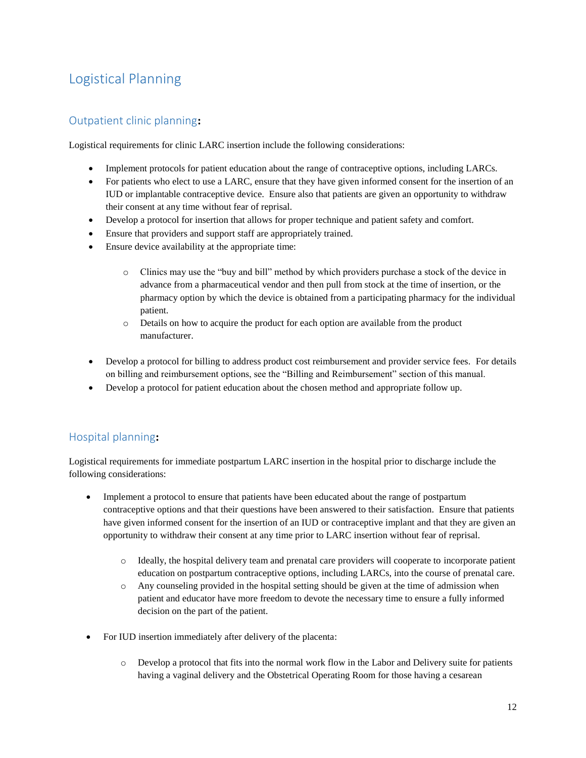# Logistical Planning

## Outpatient clinic planning:

Logistical requirements for clinic LARC insertion include the following considerations:

- Implement protocols for patient education about the range of contraceptive options, including LARCs.
- For patients who elect to use a LARC, ensure that they have given informed consent for the insertion of an IUD or implantable contraceptive device. Ensure also that patients are given an opportunity to withdraw their consent at any time without fear of reprisal.
- Develop a protocol for insertion that allows for proper technique and patient safety and comfort.
- Ensure that providers and support staff are appropriately trained.
- Ensure device availability at the appropriate time:
  - Clinics may use the "buy and bill" method by which providers purchase a stock of the device in advance from a pharmaceutical vendor and then pull from stock at the time of insertion, or the pharmacy option by which the device is obtained from a participating pharmacy for the individual patient.
  - Details on how to acquire the product for each option are available from the product manufacturer.
- Develop a protocol for billing to address product cost reimbursement and provider service fees. For details on billing and reimbursement options, see the "Billing and Reimbursement" section of this manual.
- Develop a protocol for patient education about the chosen method and appropriate follow up.

## Hospital planning:

Logistical requirements for immediate postpartum LARC insertion in the hospital prior to discharge include the following considerations:

- Implement a protocol to ensure that patients have been educated about the range of postpartum contraceptive options and that their questions have been answered to their satisfaction. Ensure that patients have given informed consent for the insertion of an IUD or contraceptive implant and that they are given an opportunity to withdraw their consent at any time prior to LARC insertion without fear of reprisal.
  - Ideally, the hospital delivery team and prenatal care providers will cooperate to incorporate patient education on postpartum contraceptive options, including LARCs, into the course of prenatal care.
  - Any counseling provided in the hospital setting should be given at the time of admission when patient and educator have more freedom to devote the necessary time to ensure a fully informed decision on the part of the patient.
- For IUD insertion immediately after delivery of the placenta:
  - Develop a protocol that fits into the normal work flow in the Labor and Delivery suite for patients having a vaginal delivery and the Obstetrical Operating Room for those having a cesarean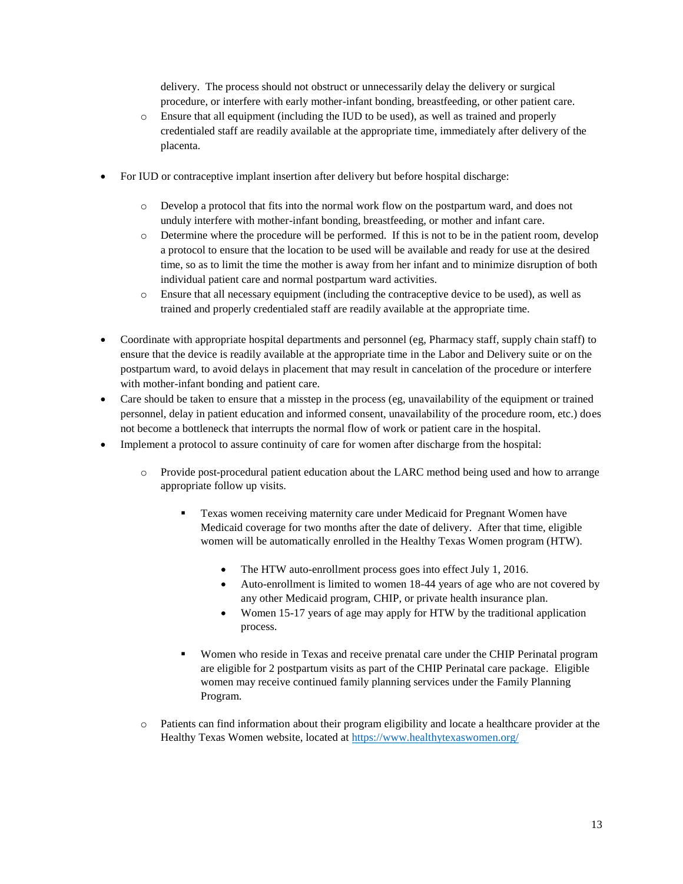delivery. The process should not obstruct or unnecessarily delay the delivery or surgical procedure, or interfere with early mother-infant bonding, breastfeeding, or other patient care.

   - Ensure that all equipment (including the IUD to be used), as well as trained and properly credentialed staff are readily available at the appropriate time, immediately after delivery of the placenta.

- For IUD or contraceptive implant insertion after delivery but before hospital discharge:

   - Develop a protocol that fits into the normal work flow on the postpartum ward, and does not unduly interfere with mother-infant bonding, breastfeeding, or mother and infant care.
   - Determine where the procedure will be performed. If this is not to be in the patient room, develop a protocol to ensure that the location to be used will be available and ready for use at the desired time, so as to limit the time the mother is away from her infant and to minimize disruption of both individual patient care and normal postpartum ward activities.
   - Ensure that all necessary equipment (including the contraceptive device to be used), as well as trained and properly credentialed staff are readily available at the appropriate time.

- Coordinate with appropriate hospital departments and personnel (eg, Pharmacy staff, supply chain staff) to ensure that the device is readily available at the appropriate time in the Labor and Delivery suite or on the postpartum ward, to avoid delays in placement that may result in cancelation of the procedure or interfere with mother-infant bonding and patient care.
- Care should be taken to ensure that a misstep in the process (eg, unavailability of the equipment or trained personnel, delay in patient education and informed consent, unavailability of the procedure room, etc.) does not become a bottleneck that interrupts the normal flow of work or patient care in the hospital.
- Implement a protocol to assure continuity of care for women after discharge from the hospital:

   - Provide post-procedural patient education about the LARC method being used and how to arrange appropriate follow up visits.

      - Texas women receiving maternity care under Medicaid for Pregnant Women have Medicaid coverage for two months after the date of delivery. After that time, eligible women will be automatically enrolled in the Healthy Texas Women program (HTW).

         - The HTW auto-enrollment process goes into effect July 1, 2016.
         - Auto-enrollment is limited to women 18-44 years of age who are not covered by any other Medicaid program, CHIP, or private health insurance plan.
         - Women 15-17 years of age may apply for HTW by the traditional application process.

      - Women who reside in Texas and receive prenatal care under the CHIP Perinatal program are eligible for 2 postpartum visits as part of the CHIP Perinatal care package. Eligible women may receive continued family planning services under the Family Planning Program.

   - Patients can find information about their program eligibility and locate a healthcare provider at the Healthy Texas Women website, located at [https://www.healthytexaswomen.org/](https://www.healthytexaswomen.org/)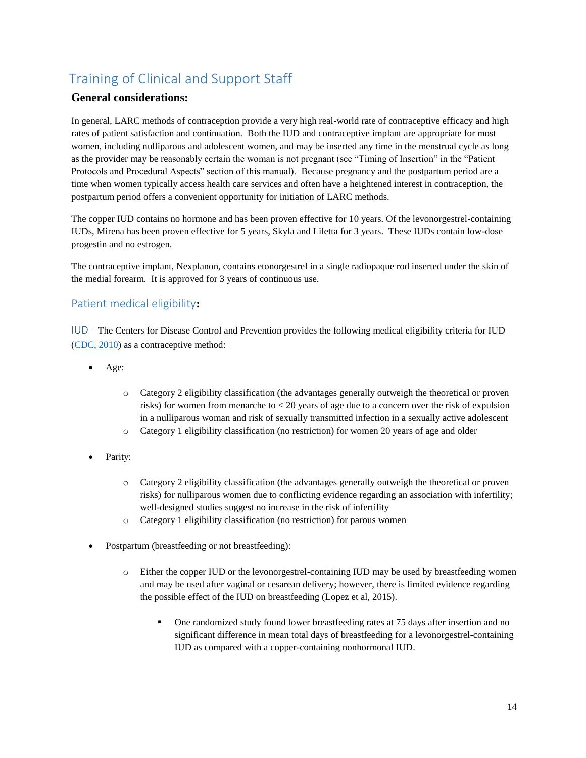## Training of Clinical and Support Staff

### General considerations:

In general, LARC methods of contraception provide a very high real-world rate of contraceptive efficacy and high rates of patient satisfaction and continuation. Both the IUD and contraceptive implant are appropriate for most women, including nulliparous and adolescent women, and may be inserted any time in the menstrual cycle as long as the provider may be reasonably certain the woman is not pregnant (see "Timing of Insertion" in the "Patient Protocols and Procedural Aspects" section of this manual). Because pregnancy and the postpartum period are a time when women typically access health care services and often have a heightened interest in contraception, the postpartum period offers a convenient opportunity for initiation of LARC methods.

The copper IUD contains no hormone and has been proven effective for 10 years. Of the levonorgestrel-containing IUDs, Mirena has been proven effective for 5 years, Skyla and Liletta for 3 years. These IUDs contain low-dose progestin and no estrogen.

The contraceptive implant, Nexplanon, contains etonorgestrel in a single radiopaque rod inserted under the skin of the medial forearm. It is approved for 3 years of continuous use.

### Patient medical eligibility:

IUD – The Centers for Disease Control and Prevention provides the following medical eligibility criteria for IUD (CDC, 2010) as a contraceptive method:

- Age:
  - Category 2 eligibility classification (the advantages generally outweigh the theoretical or proven risks) for women from menarche to < 20 years of age due to a concern over the risk of expulsion in a nulliparous woman and risk of sexually transmitted infection in a sexually active adolescent
  - Category 1 eligibility classification (no restriction) for women 20 years of age and older
- Parity:
  - Category 2 eligibility classification (the advantages generally outweigh the theoretical or proven risks) for nulliparous women due to conflicting evidence regarding an association with infertility; well-designed studies suggest no increase in the risk of infertility
  - Category 1 eligibility classification (no restriction) for parous women
- Postpartum (breastfeeding or not breastfeeding):
  - Either the copper IUD or the levonorgestrel-containing IUD may be used by breastfeeding women and may be used after vaginal or cesarean delivery; however, there is limited evidence regarding the possible effect of the IUD on breastfeeding (Lopez et al, 2015).
    - One randomized study found lower breastfeeding rates at 75 days after insertion and no significant difference in mean total days of breastfeeding for a levonorgestrel-containing IUD as compared with a copper-containing nonhormonal IUD.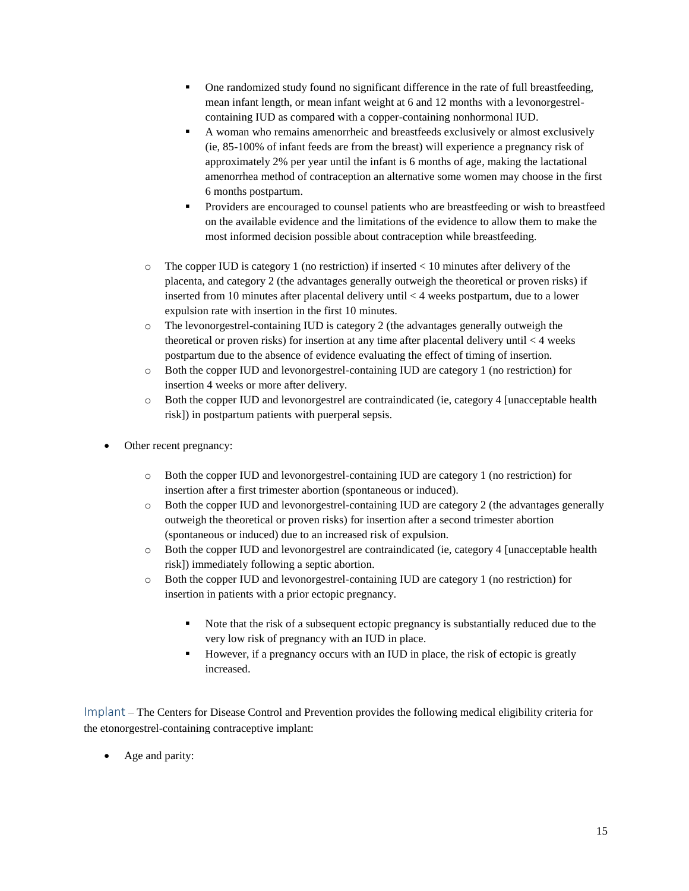- One randomized study found no significant difference in the rate of full breastfeeding, mean infant length, or mean infant weight at 6 and 12 months with a levonorgestrel-containing IUD as compared with a copper-containing nonhormonal IUD.
        - A woman who remains amenorrheic and breastfeeds exclusively or almost exclusively (ie, 85-100% of infant feeds are from the breast) will experience a pregnancy risk of approximately 2% per year until the infant is 6 months of age, making the lactational amenorrhea method of contraception an alternative some women may choose in the first 6 months postpartum.
        - Providers are encouraged to counsel patients who are breastfeeding or wish to breastfeed on the available evidence and the limitations of the evidence to allow them to make the most informed decision possible about contraception while breastfeeding.

    - The copper IUD is category 1 (no restriction) if inserted < 10 minutes after delivery of the placenta, and category 2 (the advantages generally outweigh the theoretical or proven risks) if inserted from 10 minutes after placental delivery until < 4 weeks postpartum, due to a lower expulsion rate with insertion in the first 10 minutes.
    - The levonorgestrel-containing IUD is category 2 (the advantages generally outweigh the theoretical or proven risks) for insertion at any time after placental delivery until < 4 weeks postpartum due to the absence of evidence evaluating the effect of timing of insertion.
    - Both the copper IUD and levonorgestrel-containing IUD are category 1 (no restriction) for insertion 4 weeks or more after delivery.
    - Both the copper IUD and levonorgestrel are contraindicated (ie, category 4 [unacceptable health risk]) in postpartum patients with puerperal sepsis.

- Other recent pregnancy:

    - Both the copper IUD and levonorgestrel-containing IUD are category 1 (no restriction) for insertion after a first trimester abortion (spontaneous or induced).
    - Both the copper IUD and levonorgestrel-containing IUD are category 2 (the advantages generally outweigh the theoretical or proven risks) for insertion after a second trimester abortion (spontaneous or induced) due to an increased risk of expulsion.
    - Both the copper IUD and levonorgestrel are contraindicated (ie, category 4 [unacceptable health risk]) immediately following a septic abortion.
    - Both the copper IUD and levonorgestrel-containing IUD are category 1 (no restriction) for insertion in patients with a prior ectopic pregnancy.

        - Note that the risk of a subsequent ectopic pregnancy is substantially reduced due to the very low risk of pregnancy with an IUD in place.
        - However, if a pregnancy occurs with an IUD in place, the risk of ectopic is greatly increased.

Implant – The Centers for Disease Control and Prevention provides the following medical eligibility criteria for the etonorgestrel-containing contraceptive implant:

- Age and parity: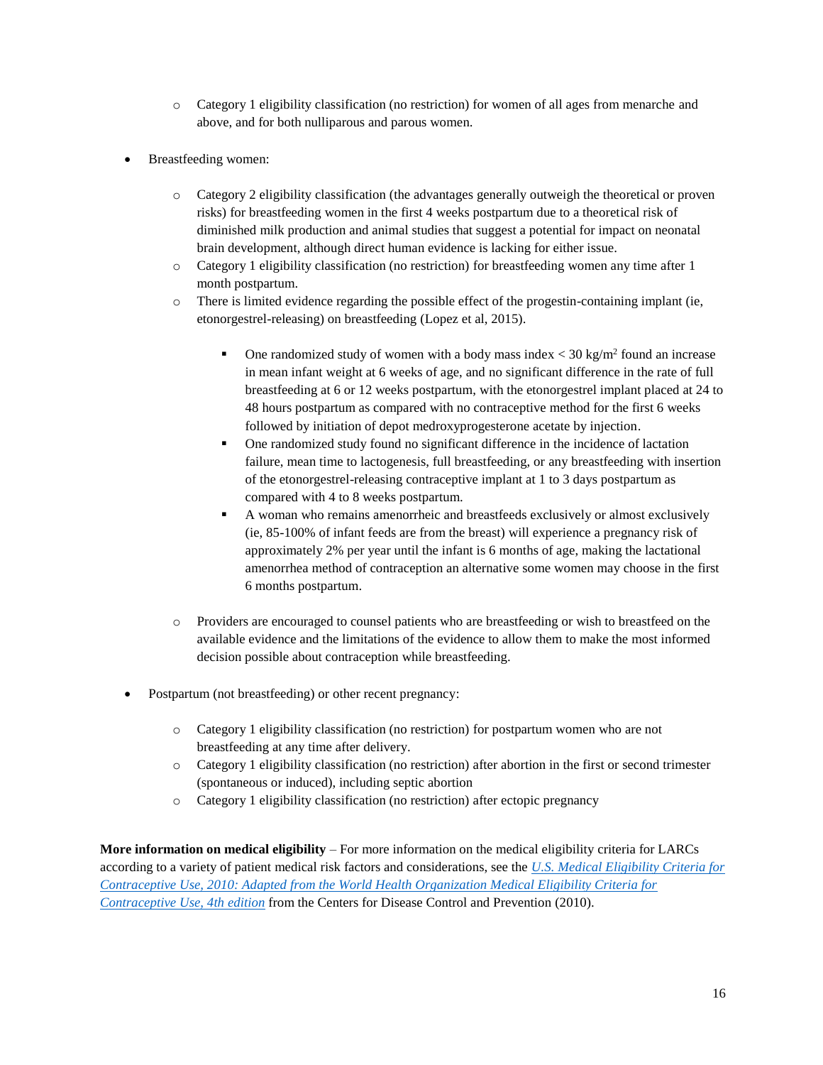- Category 1 eligibility classification (no restriction) for women of all ages from menarche and above, and for both nulliparous and parous women.

- Breastfeeding women:

    - Category 2 eligibility classification (the advantages generally outweigh the theoretical or proven risks) for breastfeeding women in the first 4 weeks postpartum due to a theoretical risk of diminished milk production and animal studies that suggest a potential for impact on neonatal brain development, although direct human evidence is lacking for either issue.
    - Category 1 eligibility classification (no restriction) for breastfeeding women any time after 1 month postpartum.
    - There is limited evidence regarding the possible effect of the progestin-containing implant (ie, etonorgestrel-releasing) on breastfeeding (Lopez et al, 2015).

        - One randomized study of women with a body mass index < 30 kg/m$^2$ found an increase in mean infant weight at 6 weeks of age, and no significant difference in the rate of full breastfeeding at 6 or 12 weeks postpartum, with the etonorgestrel implant placed at 24 to 48 hours postpartum as compared with no contraceptive method for the first 6 weeks followed by initiation of depot medroxyprogesterone acetate by injection.
        - One randomized study found no significant difference in the incidence of lactation failure, mean time to lactogenesis, full breastfeeding, or any breastfeeding with insertion of the etonorgestrel-releasing contraceptive implant at 1 to 3 days postpartum as compared with 4 to 8 weeks postpartum.
        - A woman who remains amenorrheic and breastfeeds exclusively or almost exclusively (ie, 85-100% of infant feeds are from the breast) will experience a pregnancy risk of approximately 2% per year until the infant is 6 months of age, making the lactational amenorrhea method of contraception an alternative some women may choose in the first 6 months postpartum.

    - Providers are encouraged to counsel patients who are breastfeeding or wish to breastfeed on the available evidence and the limitations of the evidence to allow them to make the most informed decision possible about contraception while breastfeeding.

- Postpartum (not breastfeeding) or other recent pregnancy:

    - Category 1 eligibility classification (no restriction) for postpartum women who are not breastfeeding at any time after delivery.
    - Category 1 eligibility classification (no restriction) after abortion in the first or second trimester (spontaneous or induced), including septic abortion
    - Category 1 eligibility classification (no restriction) after ectopic pregnancy

**More information on medical eligibility** – For more information on the medical eligibility criteria for LARCs according to a variety of patient medical risk factors and considerations, see the *U.S. Medical Eligibility Criteria for Contraceptive Use, 2010: Adapted from the World Health Organization Medical Eligibility Criteria for Contraceptive Use, 4th edition* from the Centers for Disease Control and Prevention (2010).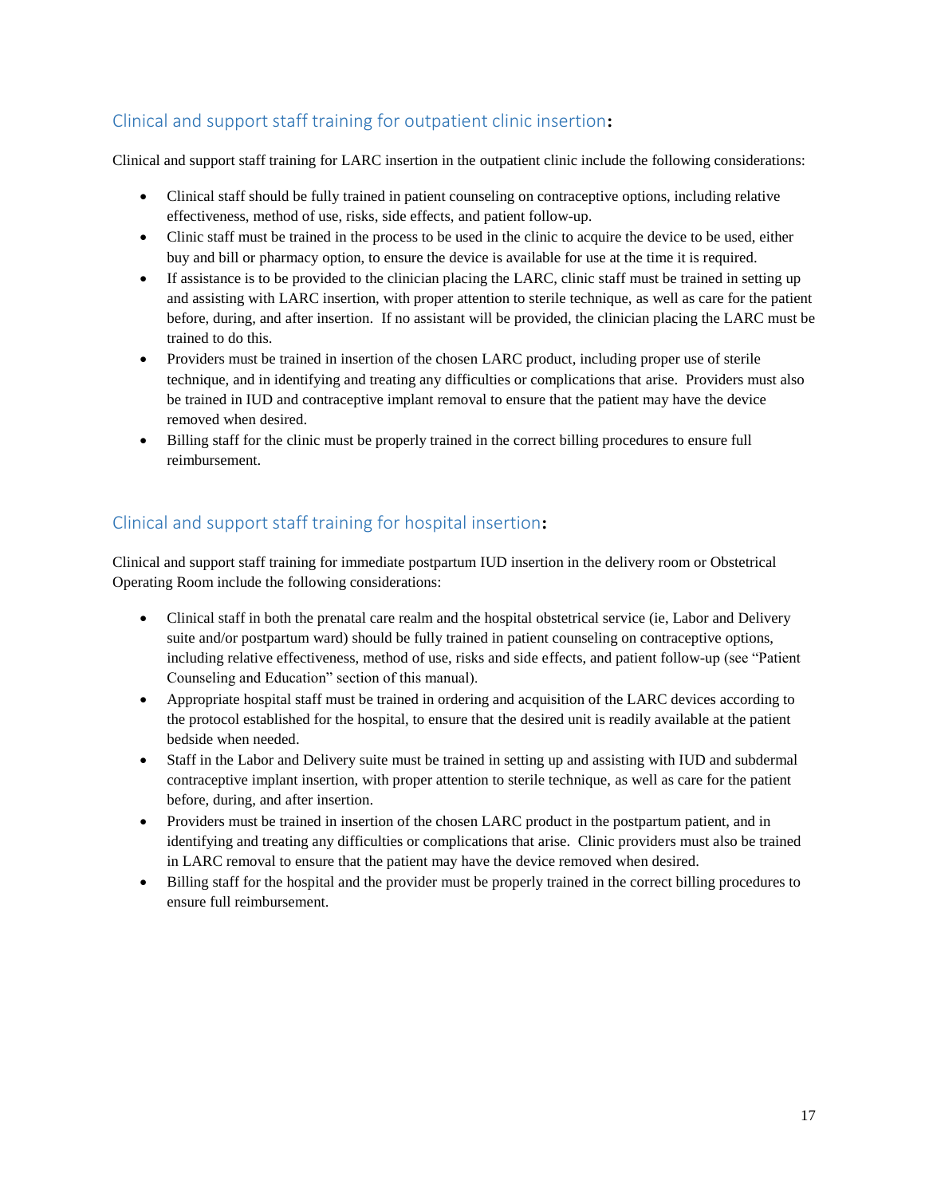## Clinical and support staff training for outpatient clinic insertion:

Clinical and support staff training for LARC insertion in the outpatient clinic include the following considerations:

- Clinical staff should be fully trained in patient counseling on contraceptive options, including relative effectiveness, method of use, risks, side effects, and patient follow-up.
- Clinic staff must be trained in the process to be used in the clinic to acquire the device to be used, either buy and bill or pharmacy option, to ensure the device is available for use at the time it is required.
- If assistance is to be provided to the clinician placing the LARC, clinic staff must be trained in setting up and assisting with LARC insertion, with proper attention to sterile technique, as well as care for the patient before, during, and after insertion. If no assistant will be provided, the clinician placing the LARC must be trained to do this.
- Providers must be trained in insertion of the chosen LARC product, including proper use of sterile technique, and in identifying and treating any difficulties or complications that arise. Providers must also be trained in IUD and contraceptive implant removal to ensure that the patient may have the device removed when desired.
- Billing staff for the clinic must be properly trained in the correct billing procedures to ensure full reimbursement.

## Clinical and support staff training for hospital insertion:

Clinical and support staff training for immediate postpartum IUD insertion in the delivery room or Obstetrical Operating Room include the following considerations:

- Clinical staff in both the prenatal care realm and the hospital obstetrical service (ie, Labor and Delivery suite and/or postpartum ward) should be fully trained in patient counseling on contraceptive options, including relative effectiveness, method of use, risks and side effects, and patient follow-up (see "Patient Counseling and Education" section of this manual).
- Appropriate hospital staff must be trained in ordering and acquisition of the LARC devices according to the protocol established for the hospital, to ensure that the desired unit is readily available at the patient bedside when needed.
- Staff in the Labor and Delivery suite must be trained in setting up and assisting with IUD and subdermal contraceptive implant insertion, with proper attention to sterile technique, as well as care for the patient before, during, and after insertion.
- Providers must be trained in insertion of the chosen LARC product in the postpartum patient, and in identifying and treating any difficulties or complications that arise. Clinic providers must also be trained in LARC removal to ensure that the patient may have the device removed when desired.
- Billing staff for the hospital and the provider must be properly trained in the correct billing procedures to ensure full reimbursement.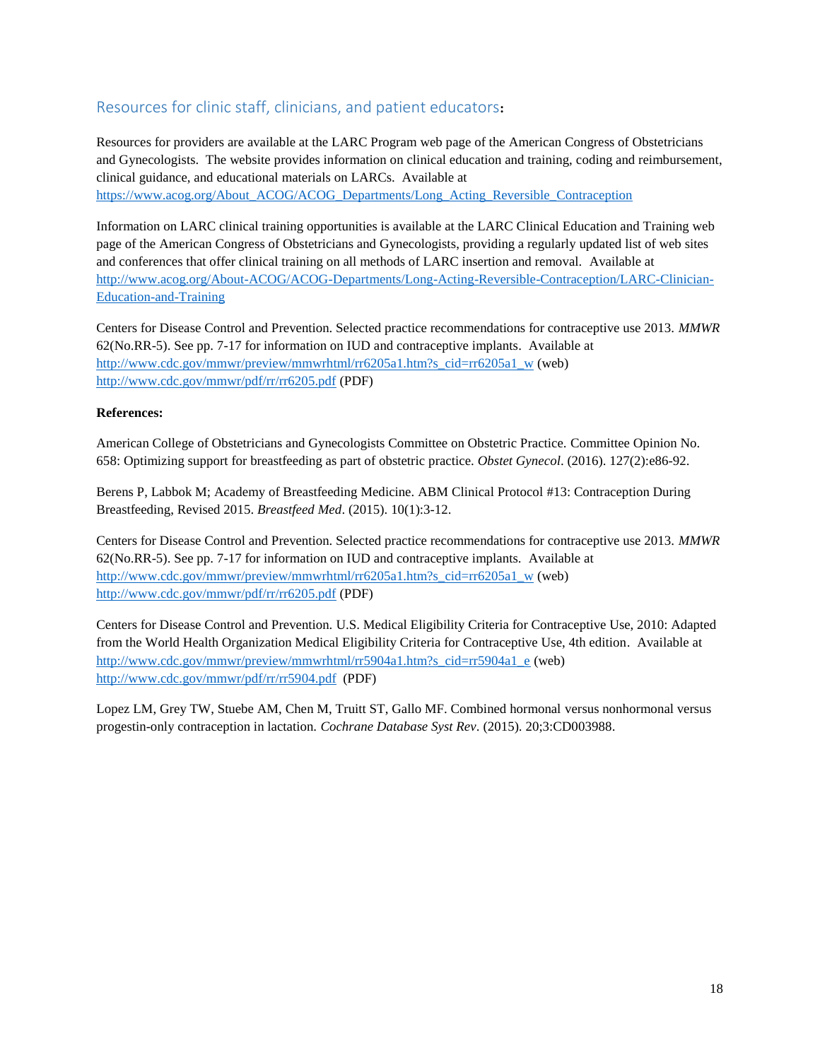## Resources for clinic staff, clinicians, and patient educators:

Resources for providers are available at the LARC Program web page of the American Congress of Obstetricians and Gynecologists. The website provides information on clinical education and training, coding and reimbursement, clinical guidance, and educational materials on LARCs. Available at https://www.acog.org/About_ACOG/ACOG_Departments/Long_Acting_Reversible_Contraception

Information on LARC clinical training opportunities is available at the LARC Clinical Education and Training web page of the American Congress of Obstetricians and Gynecologists, providing a regularly updated list of web sites and conferences that offer clinical training on all methods of LARC insertion and removal. Available at http://www.acog.org/About-ACOG/ACOG-Departments/Long-Acting-Reversible-Contraception/LARC-Clinician-Education-and-Training

Centers for Disease Control and Prevention. Selected practice recommendations for contraceptive use 2013. *MMWR* 62(No.RR-5). See pp. 7-17 for information on IUD and contraceptive implants. Available at http://www.cdc.gov/mmwr/preview/mmwrhtml/rr6205a1.htm?s_cid=rr6205a1_w (web) http://www.cdc.gov/mmwr/pdf/rr/rr6205.pdf (PDF)

**References:**

American College of Obstetricians and Gynecologists Committee on Obstetric Practice. Committee Opinion No. 658: Optimizing support for breastfeeding as part of obstetric practice. *Obstet Gynecol*. (2016). 127(2):e86-92.

Berens P, Labbok M; Academy of Breastfeeding Medicine. ABM Clinical Protocol #13: Contraception During Breastfeeding, Revised 2015. *Breastfeed Med*. (2015). 10(1):3-12.

Centers for Disease Control and Prevention. Selected practice recommendations for contraceptive use 2013. *MMWR* 62(No.RR-5). See pp. 7-17 for information on IUD and contraceptive implants. Available at http://www.cdc.gov/mmwr/preview/mmwrhtml/rr6205a1.htm?s_cid=rr6205a1_w (web) http://www.cdc.gov/mmwr/pdf/rr/rr6205.pdf (PDF)

Centers for Disease Control and Prevention. U.S. Medical Eligibility Criteria for Contraceptive Use, 2010: Adapted from the World Health Organization Medical Eligibility Criteria for Contraceptive Use, 4th edition. Available at http://www.cdc.gov/mmwr/preview/mmwrhtml/rr5904a1.htm?s_cid=rr5904a1_e (web) http://www.cdc.gov/mmwr/pdf/rr/rr5904.pdf (PDF)

Lopez LM, Grey TW, Stuebe AM, Chen M, Truitt ST, Gallo MF. Combined hormonal versus nonhormonal versus progestin-only contraception in lactation. *Cochrane Database Syst Rev*. (2015). 20;3:CD003988.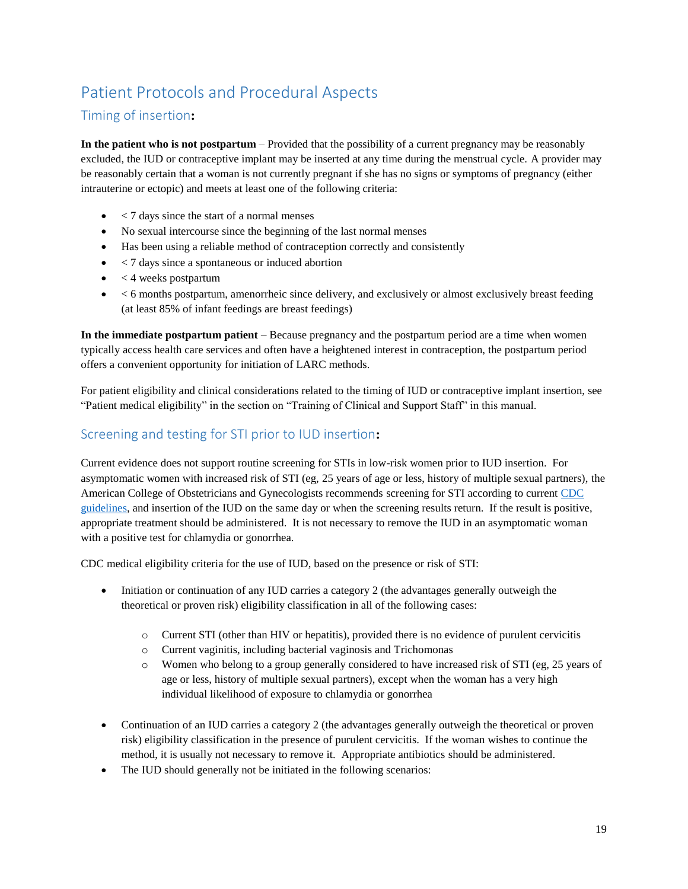## Patient Protocols and Procedural Aspects

### Timing of insertion:

**In the patient who is not postpartum** – Provided that the possibility of a current pregnancy may be reasonably excluded, the IUD or contraceptive implant may be inserted at any time during the menstrual cycle. A provider may be reasonably certain that a woman is not currently pregnant if she has no signs or symptoms of pregnancy (either intrauterine or ectopic) and meets at least one of the following criteria:

- < 7 days since the start of a normal menses
- No sexual intercourse since the beginning of the last normal menses
- Has been using a reliable method of contraception correctly and consistently
- < 7 days since a spontaneous or induced abortion
- < 4 weeks postpartum
- < 6 months postpartum, amenorrheic since delivery, and exclusively or almost exclusively breast feeding (at least 85% of infant feedings are breast feedings)

**In the immediate postpartum patient** – Because pregnancy and the postpartum period are a time when women typically access health care services and often have a heightened interest in contraception, the postpartum period offers a convenient opportunity for initiation of LARC methods.

For patient eligibility and clinical considerations related to the timing of IUD or contraceptive implant insertion, see "Patient medical eligibility" in the section on "Training of Clinical and Support Staff" in this manual.

### Screening and testing for STI prior to IUD insertion:

Current evidence does not support routine screening for STIs in low-risk women prior to IUD insertion. For asymptomatic women with increased risk of STI (eg, 25 years of age or less, history of multiple sexual partners), the American College of Obstetricians and Gynecologists recommends screening for STI according to current CDC guidelines, and insertion of the IUD on the same day or when the screening results return. If the result is positive, appropriate treatment should be administered. It is not necessary to remove the IUD in an asymptomatic woman with a positive test for chlamydia or gonorrhea.

CDC medical eligibility criteria for the use of IUD, based on the presence or risk of STI:

- Initiation or continuation of any IUD carries a category 2 (the advantages generally outweigh the theoretical or proven risk) eligibility classification in all of the following cases:
    - Current STI (other than HIV or hepatitis), provided there is no evidence of purulent cervicitis
    - Current vaginitis, including bacterial vaginosis and Trichomonas
    - Women who belong to a group generally considered to have increased risk of STI (eg, 25 years of age or less, history of multiple sexual partners), except when the woman has a very high individual likelihood of exposure to chlamydia or gonorrhea
- Continuation of an IUD carries a category 2 (the advantages generally outweigh the theoretical or proven risk) eligibility classification in the presence of purulent cervicitis. If the woman wishes to continue the method, it is usually not necessary to remove it. Appropriate antibiotics should be administered.
- The IUD should generally not be initiated in the following scenarios: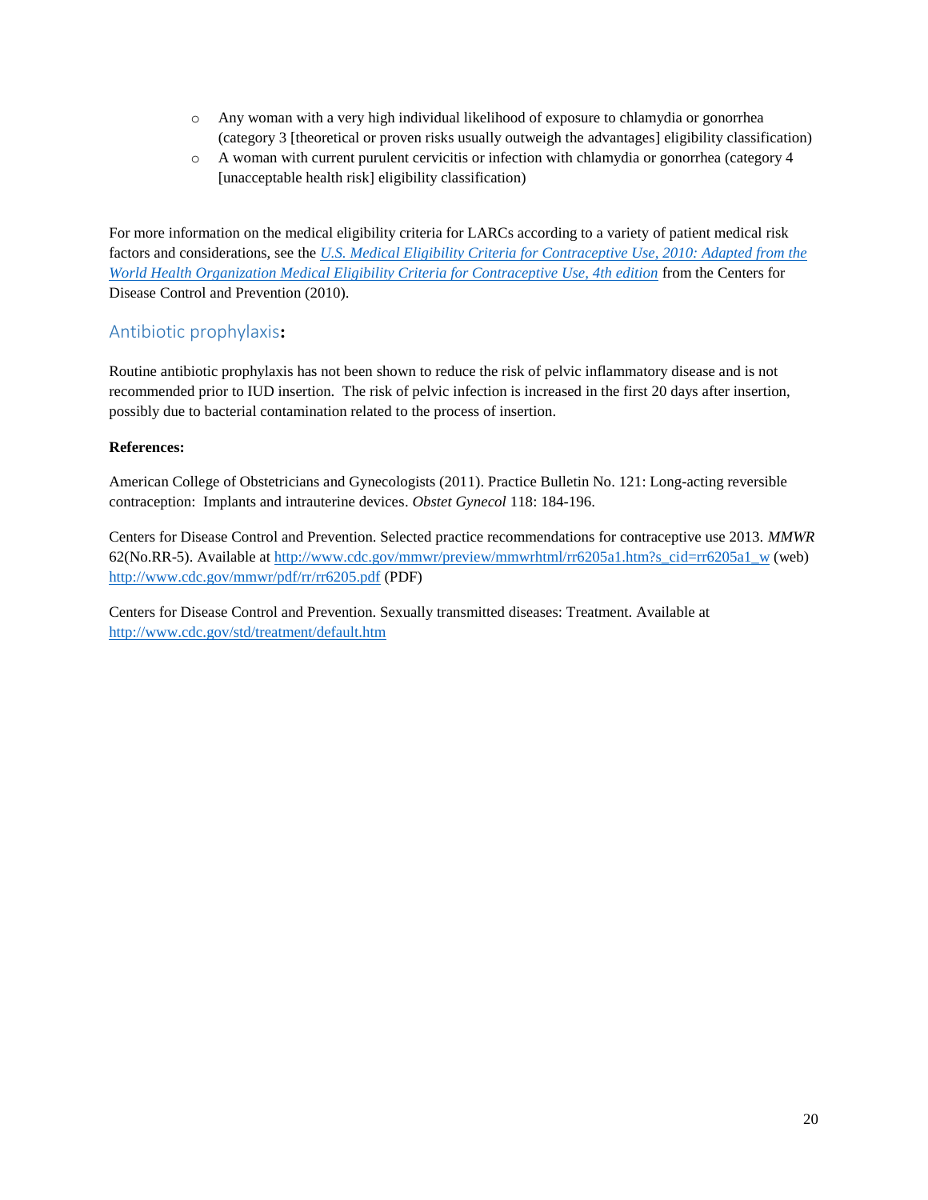- Any woman with a very high individual likelihood of exposure to chlamydia or gonorrhea (category 3 [theoretical or proven risks usually outweigh the advantages] eligibility classification)
  - A woman with current purulent cervicitis or infection with chlamydia or gonorrhea (category 4 [unacceptable health risk] eligibility classification)

For more information on the medical eligibility criteria for LARCs according to a variety of patient medical risk factors and considerations, see the *U.S. Medical Eligibility Criteria for Contraceptive Use, 2010: Adapted from the World Health Organization Medical Eligibility Criteria for Contraceptive Use, 4th edition* from the Centers for Disease Control and Prevention (2010).

## Antibiotic prophylaxis:

Routine antibiotic prophylaxis has not been shown to reduce the risk of pelvic inflammatory disease and is not recommended prior to IUD insertion. The risk of pelvic infection is increased in the first 20 days after insertion, possibly due to bacterial contamination related to the process of insertion.

**References:**

American College of Obstetricians and Gynecologists (2011). Practice Bulletin No. 121: Long-acting reversible contraception: Implants and intrauterine devices. *Obstet Gynecol* 118: 184-196.

Centers for Disease Control and Prevention. Selected practice recommendations for contraceptive use 2013. *MMWR* 62(No.RR-5). Available at http://www.cdc.gov/mmwr/preview/mmwrhtml/rr6205a1.htm?s_cid=rr6205a1_w (web) http://www.cdc.gov/mmwr/pdf/rr/rr6205.pdf (PDF)

Centers for Disease Control and Prevention. Sexually transmitted diseases: Treatment. Available at http://www.cdc.gov/std/treatment/default.htm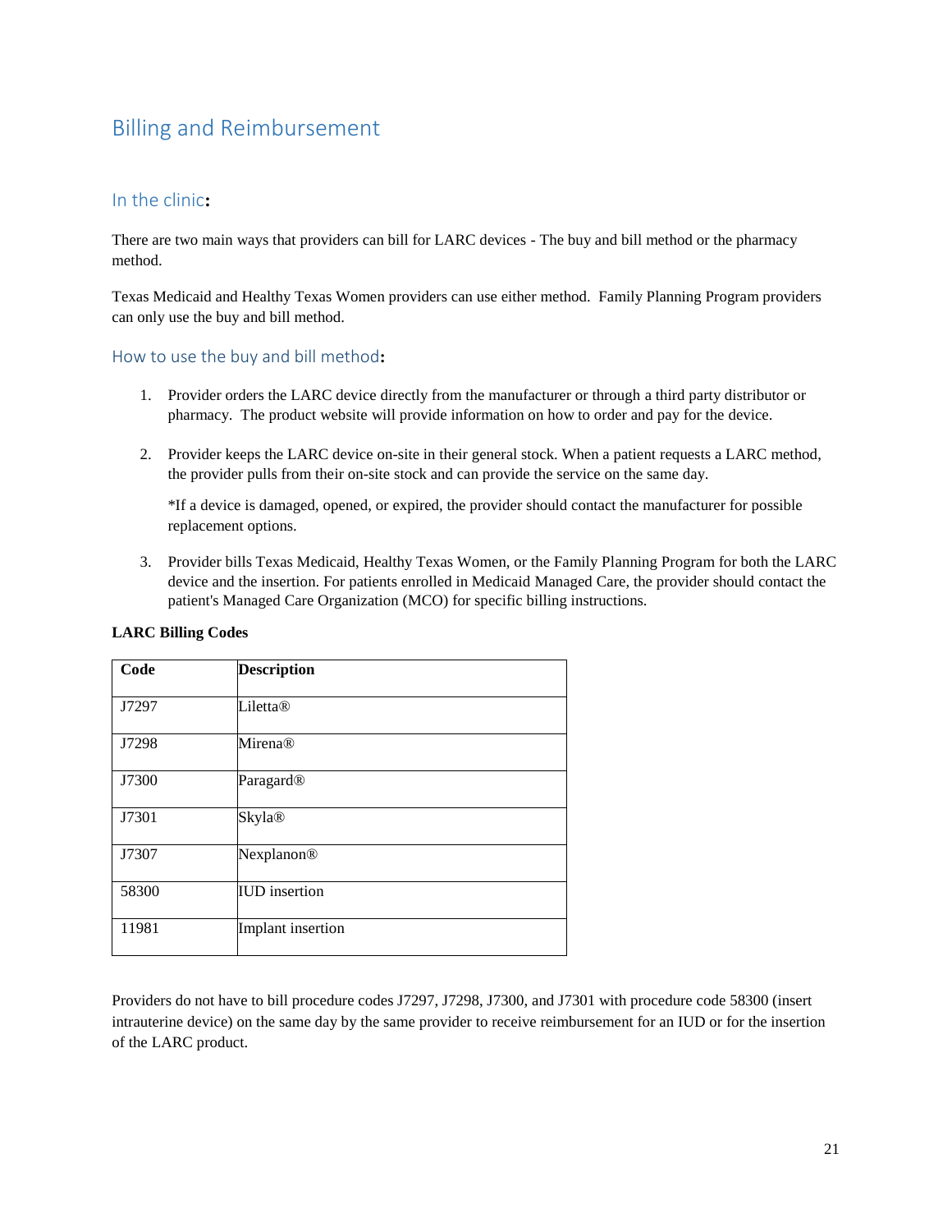# Billing and Reimbursement

## In the clinic:

There are two main ways that providers can bill for LARC devices - The buy and bill method or the pharmacy method.

Texas Medicaid and Healthy Texas Women providers can use either method. Family Planning Program providers can only use the buy and bill method.

### How to use the buy and bill method:

1. Provider orders the LARC device directly from the manufacturer or through a third party distributor or pharmacy. The product website will provide information on how to order and pay for the device.

2. Provider keeps the LARC device on-site in their general stock. When a patient requests a LARC method, the provider pulls from their on-site stock and can provide the service on the same day.

   *If a device is damaged, opened, or expired, the provider should contact the manufacturer for possible replacement options.

3. Provider bills Texas Medicaid, Healthy Texas Women, or the Family Planning Program for both the LARC device and the insertion. For patients enrolled in Medicaid Managed Care, the provider should contact the patient's Managed Care Organization (MCO) for specific billing instructions.

**LARC Billing Codes**

| Code | Description |
|---|---|
| J7297 | Liletta® |
| J7298 | Mirena® |
| J7300 | Paragard® |
| J7301 | Skyla® |
| J7307 | Nexplanon® |
| 58300 | IUD insertion |
| 11981 | Implant insertion |

Providers do not have to bill procedure codes J7297, J7298, J7300, and J7301 with procedure code 58300 (insert intrauterine device) on the same day by the same provider to receive reimbursement for an IUD or for the insertion of the LARC product.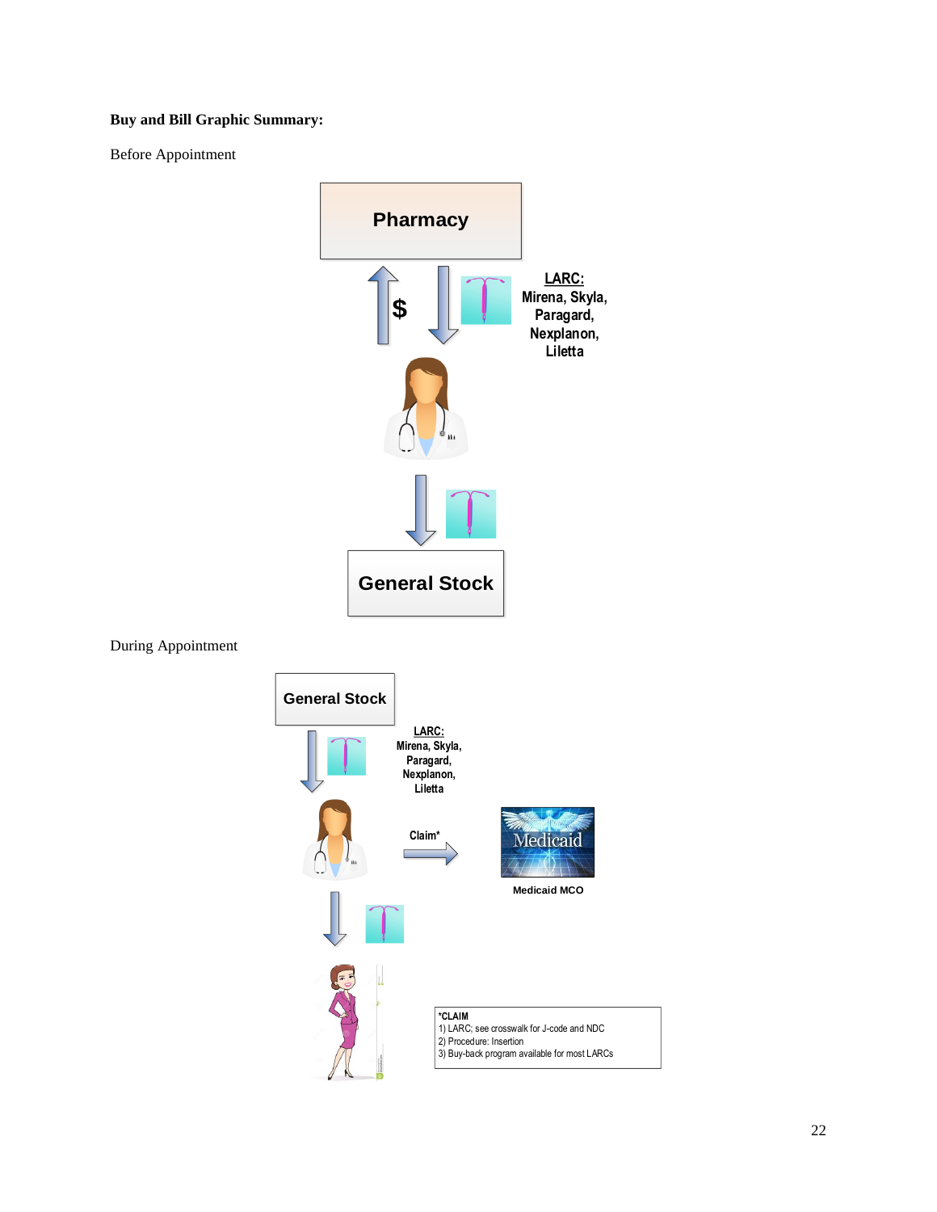**Buy and Bill Graphic Summary:**

Before Appointment

Pharmacy

$

LARC:
Mirena, Skyla,
Paragard,
Nexplanon,
Liletta

General Stock

During Appointment

General Stock

LARC:
Mirena, Skyla,
Paragard,
Nexplanon,
Liletta

Claim*

Medicaid

Medicaid MCO

*CLAIM
1) LARC; see crosswalk for J-code and NDC
2) Procedure: Insertion
3) Buy-back program available for most LARCs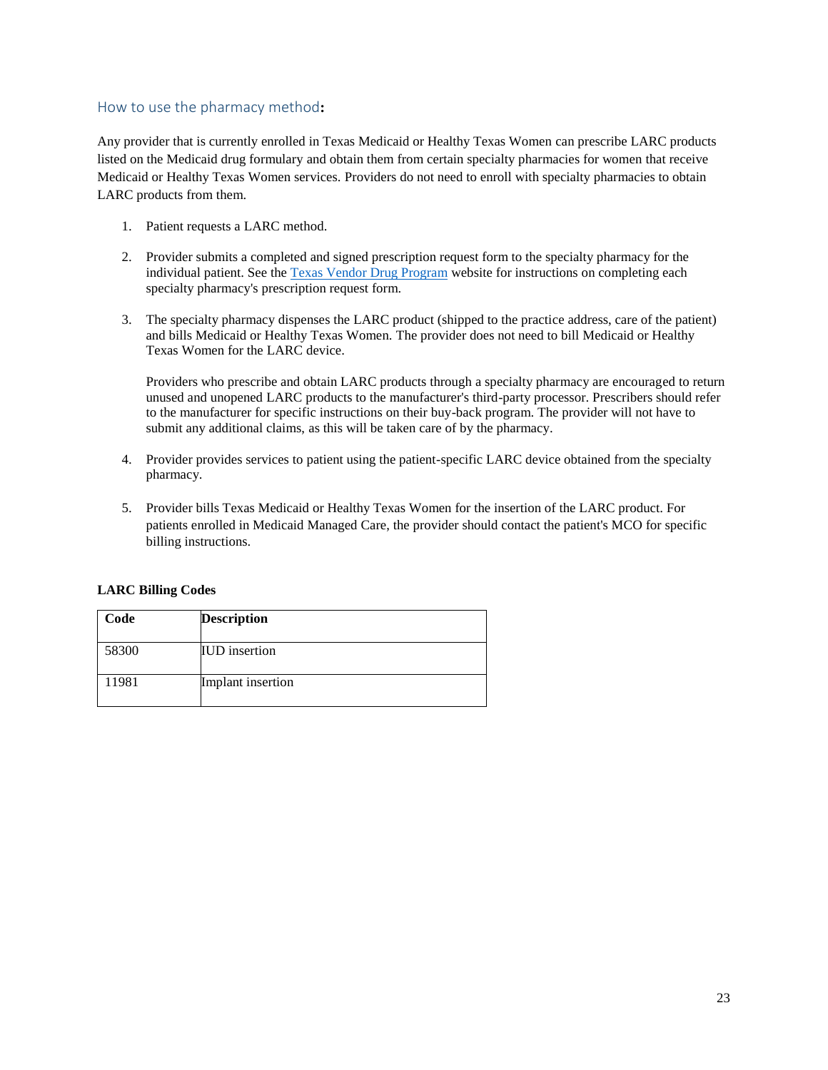## How to use the pharmacy method:

Any provider that is currently enrolled in Texas Medicaid or Healthy Texas Women can prescribe LARC products listed on the Medicaid drug formulary and obtain them from certain specialty pharmacies for women that receive Medicaid or Healthy Texas Women services. Providers do not need to enroll with specialty pharmacies to obtain LARC products from them.

1. Patient requests a LARC method.

2. Provider submits a completed and signed prescription request form to the specialty pharmacy for the individual patient. See the Texas Vendor Drug Program website for instructions on completing each specialty pharmacy's prescription request form.

3. The specialty pharmacy dispenses the LARC product (shipped to the practice address, care of the patient) and bills Medicaid or Healthy Texas Women. The provider does not need to bill Medicaid or Healthy Texas Women for the LARC device.

   Providers who prescribe and obtain LARC products through a specialty pharmacy are encouraged to return unused and unopened LARC products to the manufacturer's third-party processor. Prescribers should refer to the manufacturer for specific instructions on their buy-back program. The provider will not have to submit any additional claims, as this will be taken care of by the pharmacy.

4. Provider provides services to patient using the patient-specific LARC device obtained from the specialty pharmacy.

5. Provider bills Texas Medicaid or Healthy Texas Women for the insertion of the LARC product. For patients enrolled in Medicaid Managed Care, the provider should contact the patient's MCO for specific billing instructions.

**LARC Billing Codes**

| Code | Description |
| --- | --- |
| 58300 | IUD insertion |
| 11981 | Implant insertion |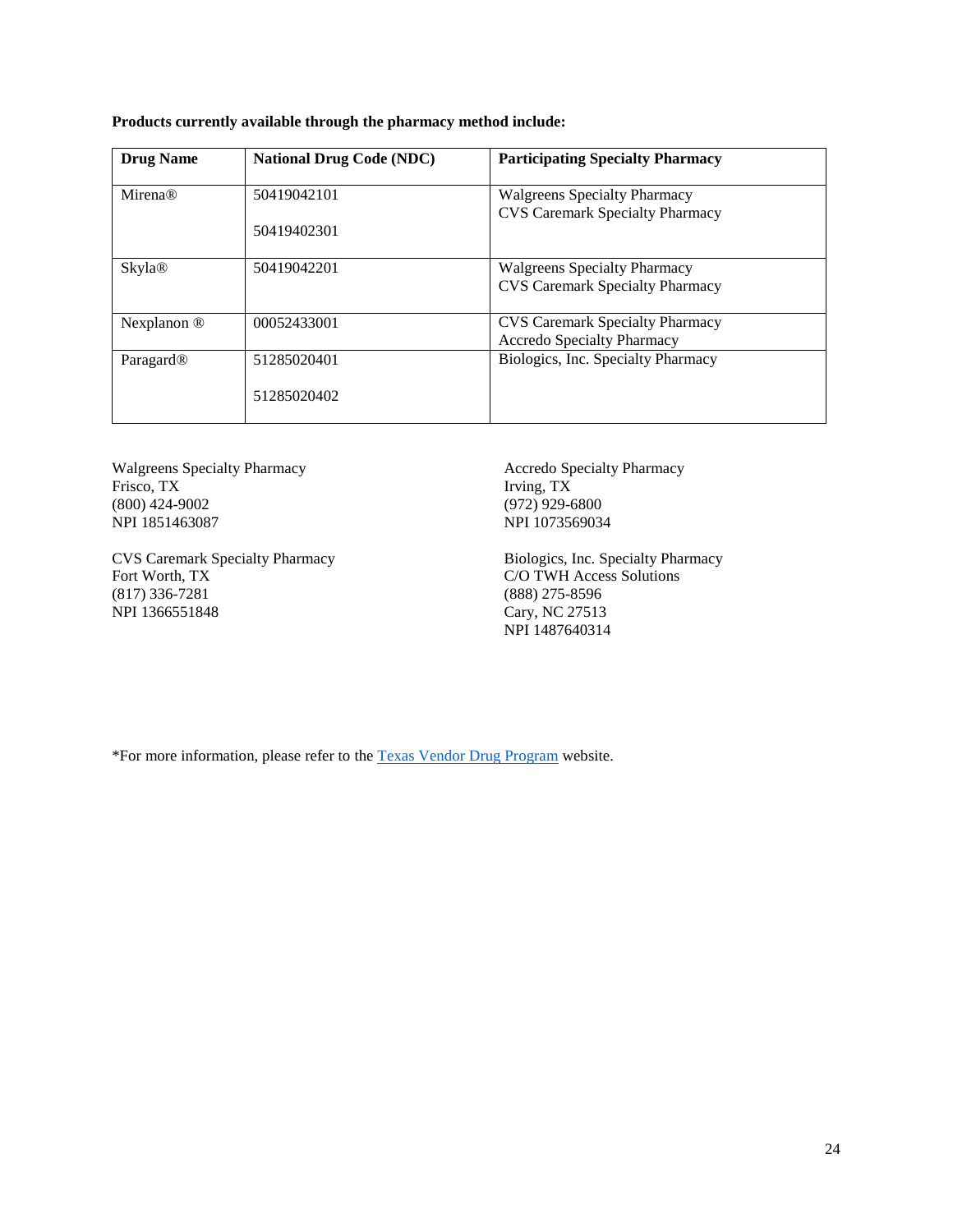**Products currently available through the pharmacy method include:**

| Drug Name | National Drug Code (NDC) | Participating Specialty Pharmacy |
|---|---|---|
| Mirena® | 50419042101<br><br>50419402301 | Walgreens Specialty Pharmacy<br>CVS Caremark Specialty Pharmacy |
| Skyla® | 50419042201 | Walgreens Specialty Pharmacy<br>CVS Caremark Specialty Pharmacy |
| Nexplanon ® | 00052433001 | CVS Caremark Specialty Pharmacy<br>Accredo Specialty Pharmacy |
| Paragard® | 51285020401<br><br>51285020402 | Biologics, Inc. Specialty Pharmacy |

Walgreens Specialty Pharmacy
Frisco, TX
(800) 424-9002
NPI 1851463087

CVS Caremark Specialty Pharmacy
Fort Worth, TX
(817) 336-7281
NPI 1366551848

Accredo Specialty Pharmacy
Irving, TX
(972) 929-6800
NPI 1073569034

Biologics, Inc. Specialty Pharmacy
C/O TWH Access Solutions
(888) 275-8596
Cary, NC 27513
NPI 1487640314

*For more information, please refer to the Texas Vendor Drug Program website.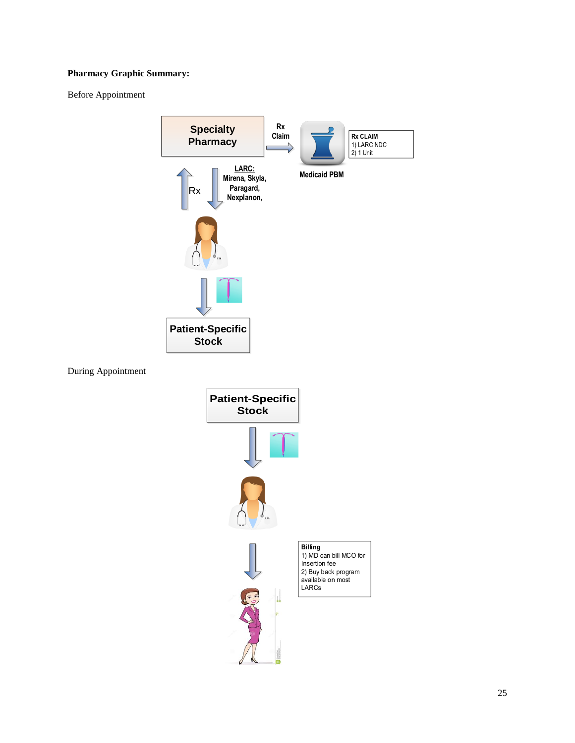**Pharmacy Graphic Summary:**

Before Appointment

Specialty Pharmacy

Rx Claim

Medicaid PBM

Rx CLAIM
1) LARC NDC
2) 1 Unit

Rx

LARC:
Mirena, Skyla, Paragard, Nexplanon,

Patient-Specific Stock

During Appointment

Patient-Specific Stock

Billing
1) MD can bill MCO for Insertion fee
2) Buy back program available on most LARCs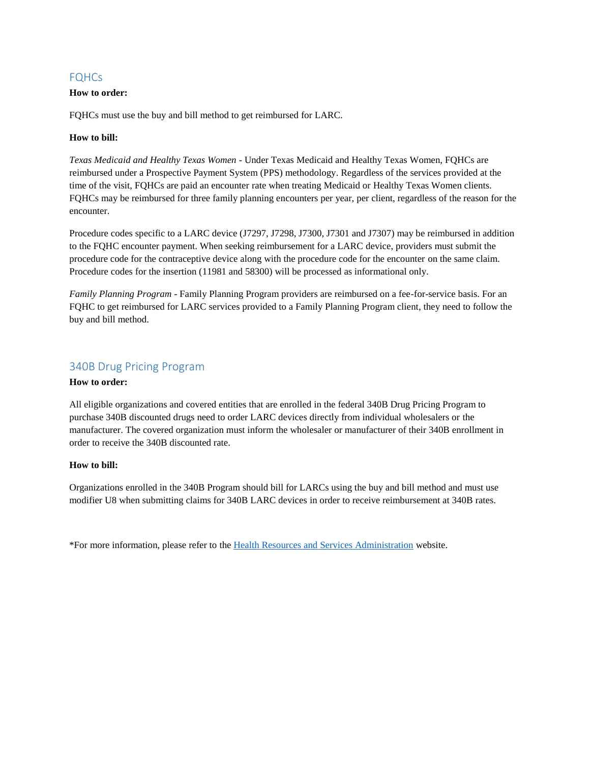## FQHCs

**How to order:**

FQHCs must use the buy and bill method to get reimbursed for LARC.

**How to bill:**

*Texas Medicaid and Healthy Texas Women* - Under Texas Medicaid and Healthy Texas Women, FQHCs are reimbursed under a Prospective Payment System (PPS) methodology. Regardless of the services provided at the time of the visit, FQHCs are paid an encounter rate when treating Medicaid or Healthy Texas Women clients. FQHCs may be reimbursed for three family planning encounters per year, per client, regardless of the reason for the encounter.

Procedure codes specific to a LARC device (J7297, J7298, J7300, J7301 and J7307) may be reimbursed in addition to the FQHC encounter payment. When seeking reimbursement for a LARC device, providers must submit the procedure code for the contraceptive device along with the procedure code for the encounter on the same claim. Procedure codes for the insertion (11981 and 58300) will be processed as informational only.

*Family Planning Program* - Family Planning Program providers are reimbursed on a fee-for-service basis. For an FQHC to get reimbursed for LARC services provided to a Family Planning Program client, they need to follow the buy and bill method.

## 340B Drug Pricing Program

**How to order:**

All eligible organizations and covered entities that are enrolled in the federal 340B Drug Pricing Program to purchase 340B discounted drugs need to order LARC devices directly from individual wholesalers or the manufacturer. The covered organization must inform the wholesaler or manufacturer of their 340B enrollment in order to receive the 340B discounted rate.

**How to bill:**

Organizations enrolled in the 340B Program should bill for LARCs using the buy and bill method and must use modifier U8 when submitting claims for 340B LARC devices in order to receive reimbursement at 340B rates.

*For more information, please refer to the Health Resources and Services Administration website.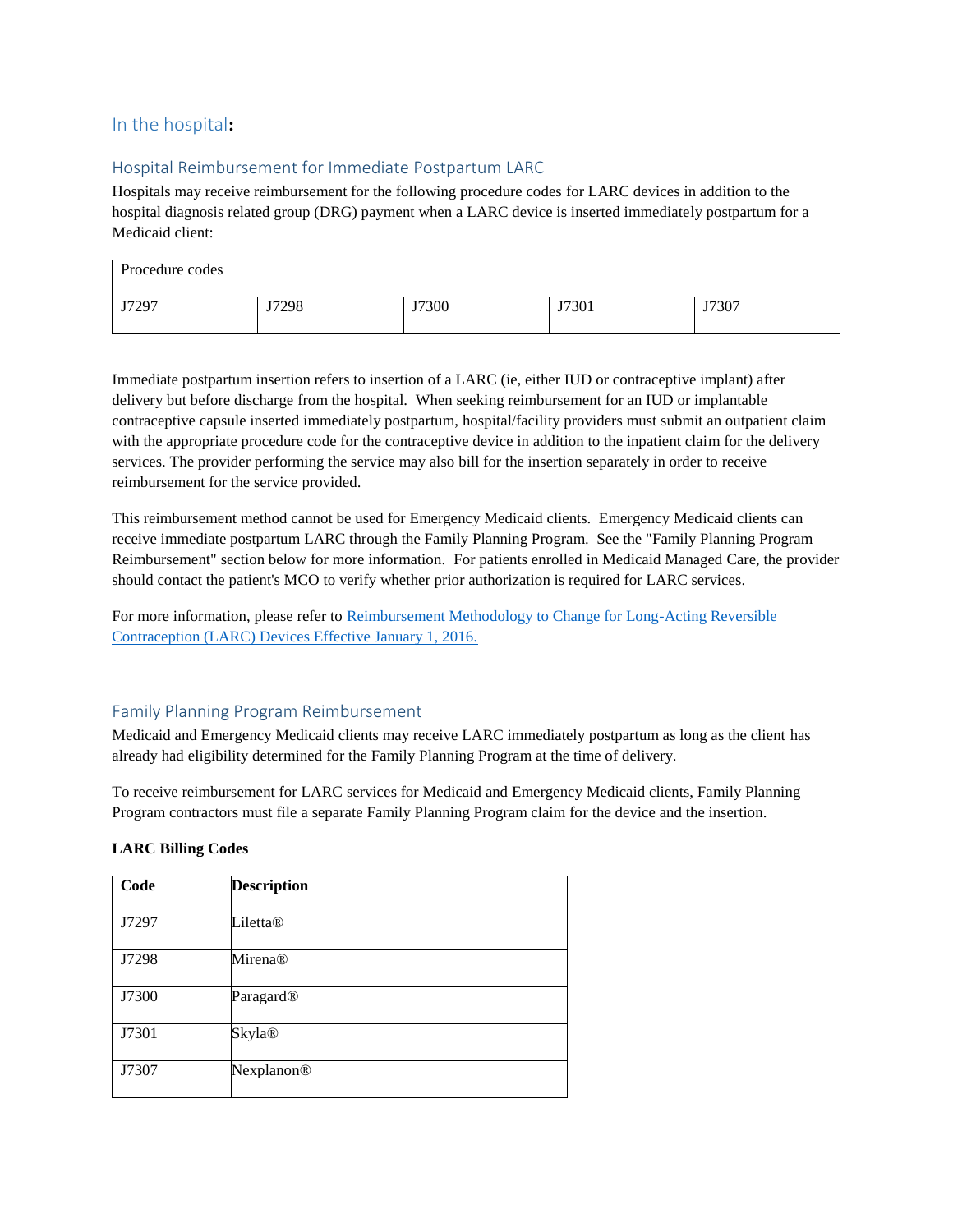## In the hospital:

### Hospital Reimbursement for Immediate Postpartum LARC

Hospitals may receive reimbursement for the following procedure codes for LARC devices in addition to the hospital diagnosis related group (DRG) payment when a LARC device is inserted immediately postpartum for a Medicaid client:

| Procedure codes | | | | |
|---|---|---|---|---|
| J7297 | J7298 | J7300 | J7301 | J7307 |

Immediate postpartum insertion refers to insertion of a LARC (ie, either IUD or contraceptive implant) after delivery but before discharge from the hospital. When seeking reimbursement for an IUD or implantable contraceptive capsule inserted immediately postpartum, hospital/facility providers must submit an outpatient claim with the appropriate procedure code for the contraceptive device in addition to the inpatient claim for the delivery services. The provider performing the service may also bill for the insertion separately in order to receive reimbursement for the service provided.

This reimbursement method cannot be used for Emergency Medicaid clients. Emergency Medicaid clients can receive immediate postpartum LARC through the Family Planning Program. See the "Family Planning Program Reimbursement" section below for more information. For patients enrolled in Medicaid Managed Care, the provider should contact the patient's MCO to verify whether prior authorization is required for LARC services.

For more information, please refer to Reimbursement Methodology to Change for Long-Acting Reversible Contraception (LARC) Devices Effective January 1, 2016.

### Family Planning Program Reimbursement

Medicaid and Emergency Medicaid clients may receive LARC immediately postpartum as long as the client has already had eligibility determined for the Family Planning Program at the time of delivery.

To receive reimbursement for LARC services for Medicaid and Emergency Medicaid clients, Family Planning Program contractors must file a separate Family Planning Program claim for the device and the insertion.

**LARC Billing Codes**

| Code | Description |
|---|---|
| J7297 | Liletta® |
| J7298 | Mirena® |
| J7300 | Paragard® |
| J7301 | Skyla® |
| J7307 | Nexplanon® |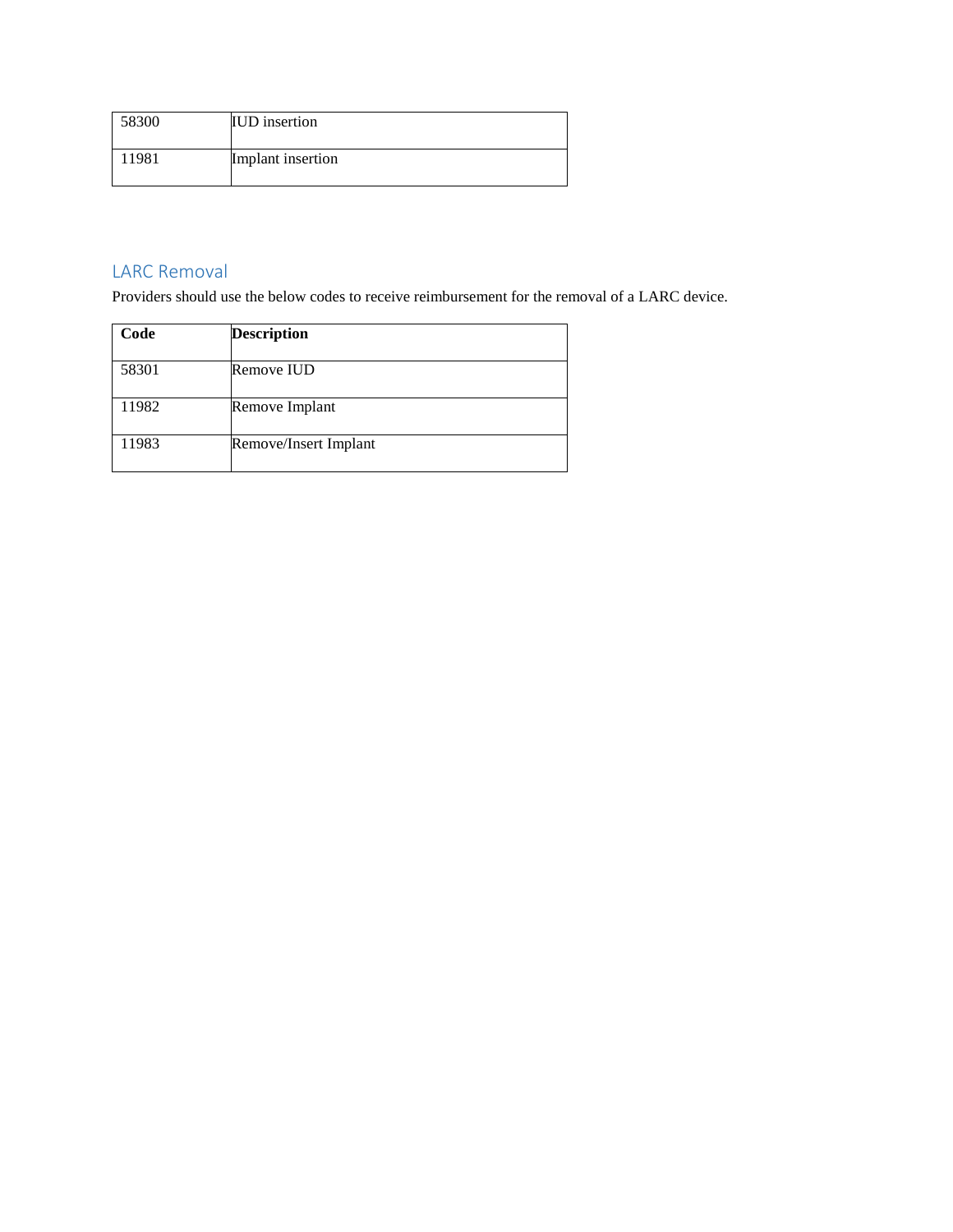| | |
|---|---|
| 58300 | IUD insertion |
| 11981 | Implant insertion |

## LARC Removal

Providers should use the below codes to receive reimbursement for the removal of a LARC device.

| **Code** | **Description** |
|---|---|
| 58301 | Remove IUD |
| 11982 | Remove Implant |
| 11983 | Remove/Insert Implant |